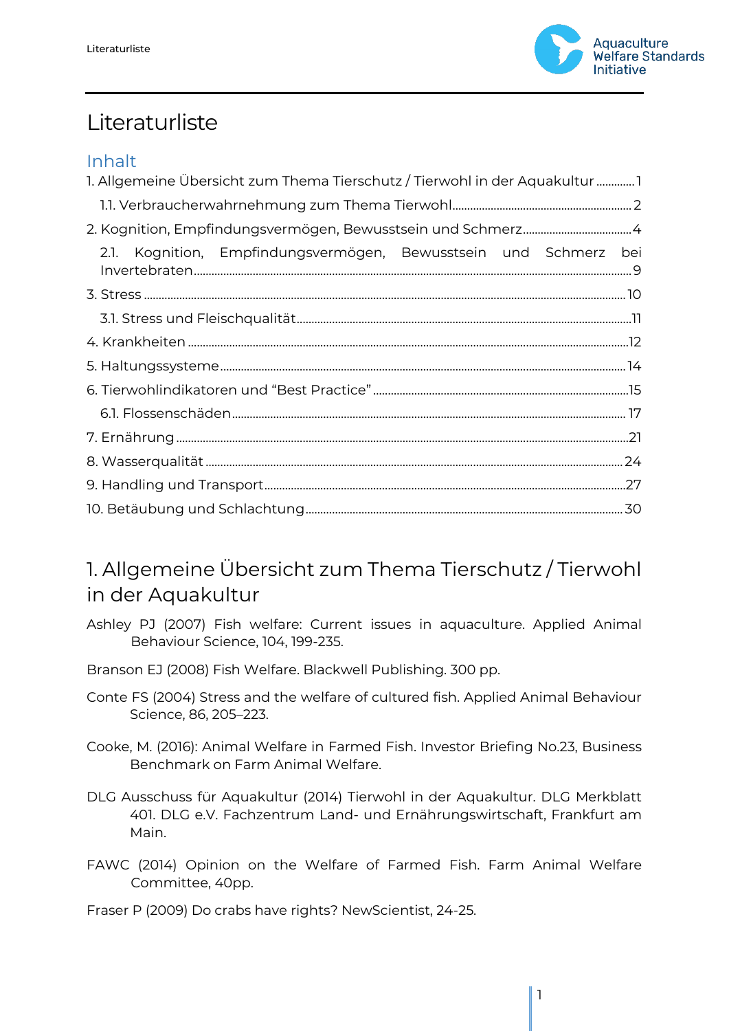# Literaturliste

## Inhalt

1. Allgemeine Übersicht zum Thema Tierschutz / Tierwohl in der Aquakultur ............. 1
   - 1.1. Verbraucherwahrnehmung zum Thema Tierwohl ............. 2
2. Kognition, Empfindungsvermögen, Bewusstsein und Schmerz ............. 4
   - 2.1. Kognition, Empfindungsvermögen, Bewusstsein und Schmerz bei Invertebraten ............. 9
3. Stress ............. 10
   - 3.1. Stress und Fleischqualität ............. 11
4. Krankheiten ............. 12
5. Haltungssysteme ............. 14
6. Tierwohlindikatoren und "Best Practice" ............. 15
   - 6.1. Flossenschäden ............. 17
7. Ernährung ............. 21
8. Wasserqualität ............. 24
9. Handling und Transport ............. 27
10. Betäubung und Schlachtung ............. 30

## 1. Allgemeine Übersicht zum Thema Tierschutz / Tierwohl in der Aquakultur

Ashley PJ (2007) Fish welfare: Current issues in aquaculture. Applied Animal Behaviour Science, 104, 199-235.

Branson EJ (2008) Fish Welfare. Blackwell Publishing. 300 pp.

Conte FS (2004) Stress and the welfare of cultured fish. Applied Animal Behaviour Science, 86, 205–223.

Cooke, M. (2016): Animal Welfare in Farmed Fish. Investor Briefing No.23, Business Benchmark on Farm Animal Welfare.

DLG Ausschuss für Aquakultur (2014) Tierwohl in der Aquakultur. DLG Merkblatt 401. DLG e.V. Fachzentrum Land- und Ernährungswirtschaft, Frankfurt am Main.

FAWC (2014) Opinion on the Welfare of Farmed Fish. Farm Animal Welfare Committee, 40pp.

Fraser P (2009) Do crabs have rights? NewScientist, 24-25.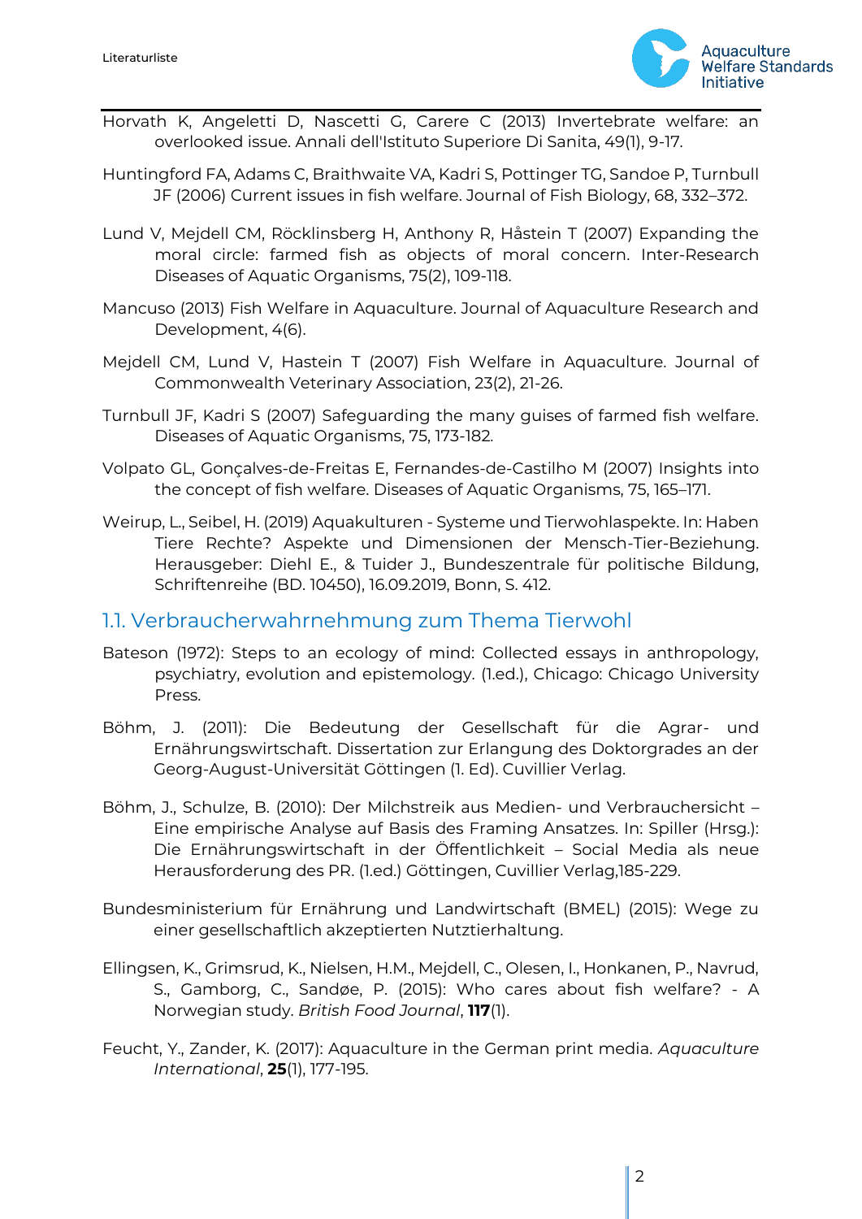Horvath K, Angeletti D, Nascetti G, Carere C (2013) Invertebrate welfare: an overlooked issue. Annali dell'Istituto Superiore Di Sanita, 49(1), 9-17.

Huntingford FA, Adams C, Braithwaite VA, Kadri S, Pottinger TG, Sandoe P, Turnbull JF (2006) Current issues in fish welfare. Journal of Fish Biology, 68, 332–372.

Lund V, Mejdell CM, Röcklinsberg H, Anthony R, Håstein T (2007) Expanding the moral circle: farmed fish as objects of moral concern. Inter-Research Diseases of Aquatic Organisms, 75(2), 109-118.

Mancuso (2013) Fish Welfare in Aquaculture. Journal of Aquaculture Research and Development, 4(6).

Mejdell CM, Lund V, Hastein T (2007) Fish Welfare in Aquaculture. Journal of Commonwealth Veterinary Association, 23(2), 21-26.

Turnbull JF, Kadri S (2007) Safeguarding the many guises of farmed fish welfare. Diseases of Aquatic Organisms, 75, 173-182.

Volpato GL, Gonçalves-de-Freitas E, Fernandes-de-Castilho M (2007) Insights into the concept of fish welfare. Diseases of Aquatic Organisms, 75, 165–171.

Weirup, L., Seibel, H. (2019) Aquakulturen - Systeme und Tierwohlaspekte. In: Haben Tiere Rechte? Aspekte und Dimensionen der Mensch-Tier-Beziehung. Herausgeber: Diehl E., & Tuider J., Bundeszentrale für politische Bildung, Schriftenreihe (BD. 10450), 16.09.2019, Bonn, S. 412.

## 1.1. Verbraucherwahrnehmung zum Thema Tierwohl

Bateson (1972): Steps to an ecology of mind: Collected essays in anthropology, psychiatry, evolution and epistemology. (1.ed.), Chicago: Chicago University Press.

Böhm, J. (2011): Die Bedeutung der Gesellschaft für die Agrar- und Ernährungswirtschaft. Dissertation zur Erlangung des Doktorgrades an der Georg-August-Universität Göttingen (1. Ed). Cuvillier Verlag.

Böhm, J., Schulze, B. (2010): Der Milchstreik aus Medien- und Verbrauchersicht – Eine empirische Analyse auf Basis des Framing Ansatzes. In: Spiller (Hrsg.): Die Ernährungswirtschaft in der Öffentlichkeit – Social Media als neue Herausforderung des PR. (1.ed.) Göttingen, Cuvillier Verlag,185-229.

Bundesministerium für Ernährung und Landwirtschaft (BMEL) (2015): Wege zu einer gesellschaftlich akzeptierten Nutztierhaltung.

Ellingsen, K., Grimsrud, K., Nielsen, H.M., Mejdell, C., Olesen, I., Honkanen, P., Navrud, S., Gamborg, C., Sandøe, P. (2015): Who cares about fish welfare? - A Norwegian study. *British Food Journal*, **117**(1).

Feucht, Y., Zander, K. (2017): Aquaculture in the German print media. *Aquaculture International*, **25**(1), 177-195.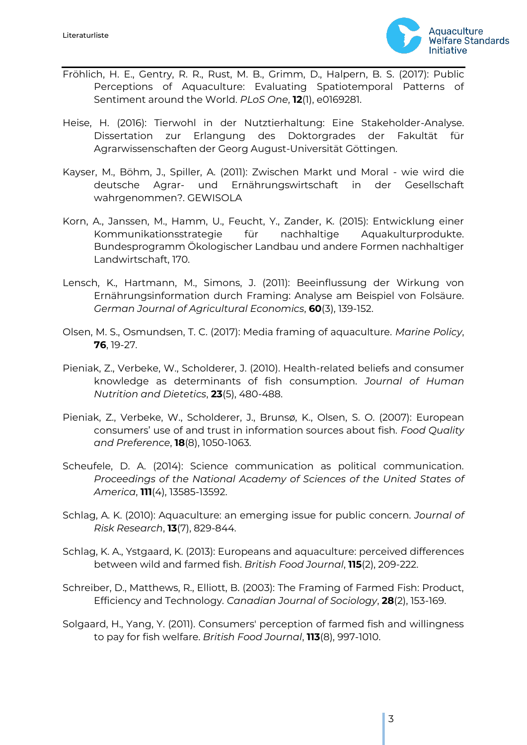Fröhlich, H. E., Gentry, R. R., Rust, M. B., Grimm, D., Halpern, B. S. (2017): Public Perceptions of Aquaculture: Evaluating Spatiotemporal Patterns of Sentiment around the World. *PLoS One*, **12**(1), e0169281.

Heise, H. (2016): Tierwohl in der Nutztierhaltung: Eine Stakeholder-Analyse. Dissertation zur Erlangung des Doktorgrades der Fakultät für Agrarwissenschaften der Georg August-Universität Göttingen.

Kayser, M., Böhm, J., Spiller, A. (2011): Zwischen Markt und Moral - wie wird die deutsche Agrar- und Ernährungswirtschaft in der Gesellschaft wahrgenommen?. GEWISOLA

Korn, A., Janssen, M., Hamm, U., Feucht, Y., Zander, K. (2015): Entwicklung einer Kommunikationsstrategie für nachhaltige Aquakulturprodukte. Bundesprogramm Ökologischer Landbau und andere Formen nachhaltiger Landwirtschaft, 170.

Lensch, K., Hartmann, M., Simons, J. (2011): Beeinflussung der Wirkung von Ernährungsinformation durch Framing: Analyse am Beispiel von Folsäure. *German Journal of Agricultural Economics*, **60**(3), 139-152.

Olsen, M. S., Osmundsen, T. C. (2017): Media framing of aquaculture. *Marine Policy*, **76**, 19-27.

Pieniak, Z., Verbeke, W., Scholderer, J. (2010). Health-related beliefs and consumer knowledge as determinants of fish consumption. *Journal of Human Nutrition and Dietetics*, **23**(5), 480-488.

Pieniak, Z., Verbeke, W., Scholderer, J., Brunsø, K., Olsen, S. O. (2007): European consumers' use of and trust in information sources about fish. *Food Quality and Preference*, **18**(8), 1050-1063.

Scheufele, D. A. (2014): Science communication as political communication. *Proceedings of the National Academy of Sciences of the United States of America*, **111**(4), 13585-13592.

Schlag, A. K. (2010): Aquaculture: an emerging issue for public concern. *Journal of Risk Research*, **13**(7), 829-844.

Schlag, K. A., Ystgaard, K. (2013): Europeans and aquaculture: perceived differences between wild and farmed fish. *British Food Journal*, **115**(2), 209-222.

Schreiber, D., Matthews, R., Elliott, B. (2003): The Framing of Farmed Fish: Product, Efficiency and Technology. *Canadian Journal of Sociology*, **28**(2), 153-169.

Solgaard, H., Yang, Y. (2011). Consumers' perception of farmed fish and willingness to pay for fish welfare. *British Food Journal*, **113**(8), 997-1010.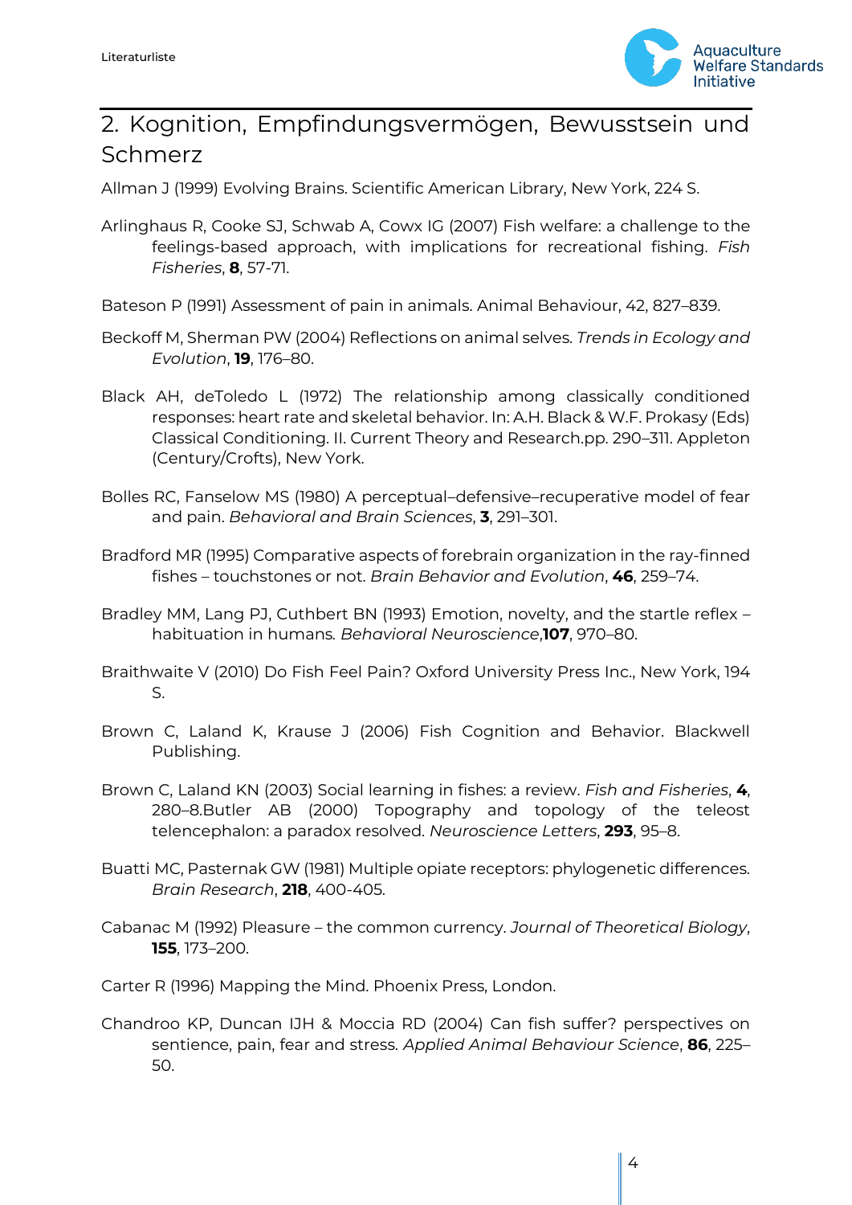## 2. Kognition, Empfindungsvermögen, Bewusstsein und Schmerz

Allman J (1999) Evolving Brains. Scientific American Library, New York, 224 S.

Arlinghaus R, Cooke SJ, Schwab A, Cowx IG (2007) Fish welfare: a challenge to the feelings-based approach, with implications for recreational fishing. *Fish Fisheries*, **8**, 57-71.

Bateson P (1991) Assessment of pain in animals. Animal Behaviour, 42, 827–839.

Beckoff M, Sherman PW (2004) Reflections on animal selves. *Trends in Ecology and Evolution*, **19**, 176–80.

Black AH, deToledo L (1972) The relationship among classically conditioned responses: heart rate and skeletal behavior. In: A.H. Black & W.F. Prokasy (Eds) Classical Conditioning. II. Current Theory and Research.pp. 290–311. Appleton (Century/Crofts), New York.

Bolles RC, Fanselow MS (1980) A perceptual–defensive–recuperative model of fear and pain. *Behavioral and Brain Sciences*, **3**, 291–301.

Bradford MR (1995) Comparative aspects of forebrain organization in the ray-finned fishes – touchstones or not. *Brain Behavior and Evolution*, **46**, 259–74.

Bradley MM, Lang PJ, Cuthbert BN (1993) Emotion, novelty, and the startle reflex – habituation in humans. *Behavioral Neuroscience*,**107**, 970–80.

Braithwaite V (2010) Do Fish Feel Pain? Oxford University Press Inc., New York, 194 S.

Brown C, Laland K, Krause J (2006) Fish Cognition and Behavior. Blackwell Publishing.

Brown C, Laland KN (2003) Social learning in fishes: a review. *Fish and Fisheries*, **4**, 280–8.Butler AB (2000) Topography and topology of the teleost telencephalon: a paradox resolved. *Neuroscience Letters*, **293**, 95–8.

Buatti MC, Pasternak GW (1981) Multiple opiate receptors: phylogenetic differences. *Brain Research*, **218**, 400-405.

Cabanac M (1992) Pleasure – the common currency. *Journal of Theoretical Biology*, **155**, 173–200.

Carter R (1996) Mapping the Mind. Phoenix Press, London.

Chandroo KP, Duncan IJH & Moccia RD (2004) Can fish suffer? perspectives on sentience, pain, fear and stress. *Applied Animal Behaviour Science*, **86**, 225–50.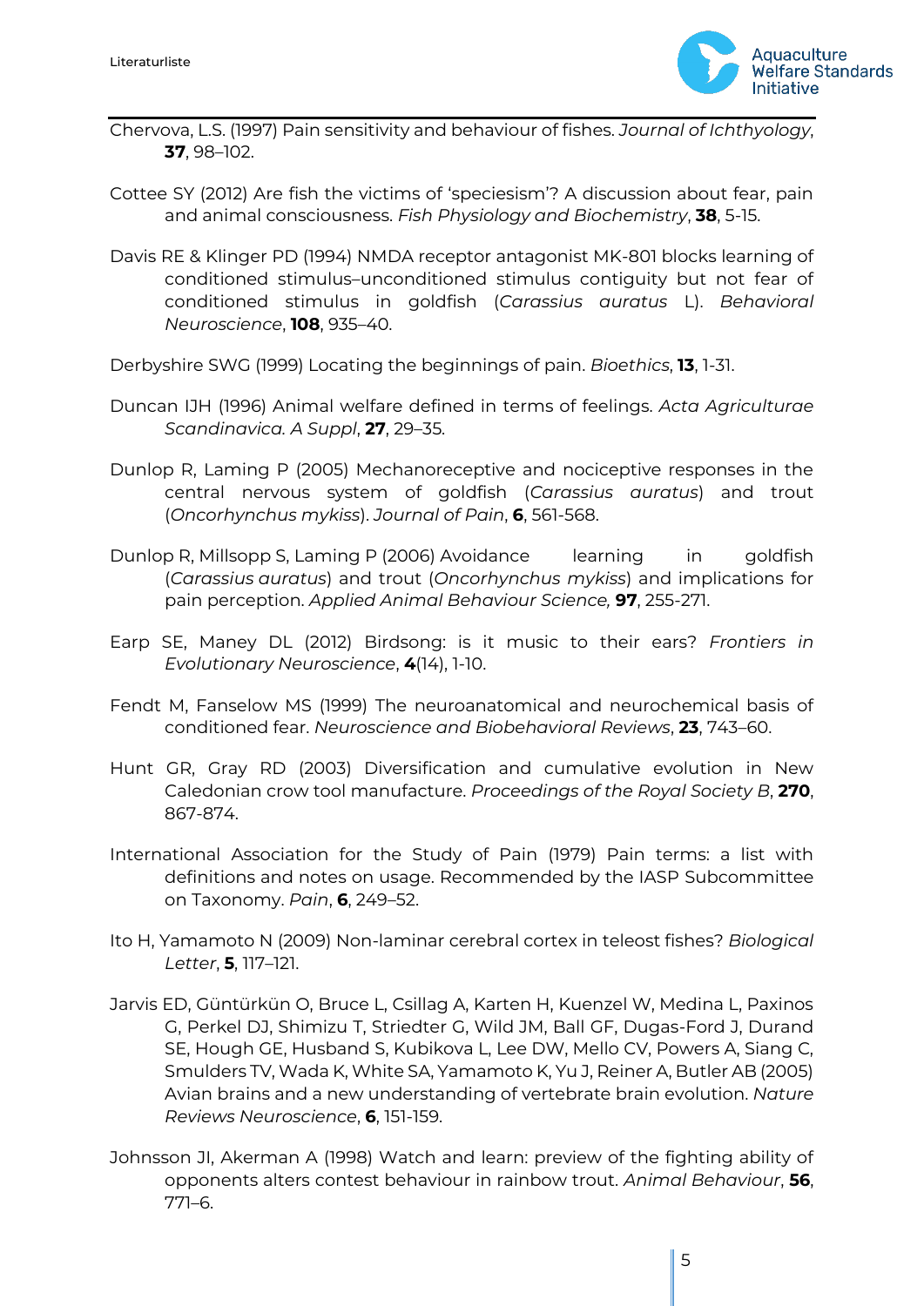Chervova, L.S. (1997) Pain sensitivity and behaviour of fishes. *Journal of Ichthyology*, **37**, 98–102.

Cottee SY (2012) Are fish the victims of 'speciesism'? A discussion about fear, pain and animal consciousness. *Fish Physiology and Biochemistry*, **38**, 5-15.

Davis RE & Klinger PD (1994) NMDA receptor antagonist MK-801 blocks learning of conditioned stimulus–unconditioned stimulus contiguity but not fear of conditioned stimulus in goldfish (*Carassius auratus* L). *Behavioral Neuroscience*, **108**, 935–40.

Derbyshire SWG (1999) Locating the beginnings of pain. *Bioethics*, **13**, 1-31.

Duncan IJH (1996) Animal welfare defined in terms of feelings. *Acta Agriculturae Scandinavica. A Suppl*, **27**, 29–35.

Dunlop R, Laming P (2005) Mechanoreceptive and nociceptive responses in the central nervous system of goldfish (*Carassius auratus*) and trout (*Oncorhynchus mykiss*). *Journal of Pain*, **6**, 561-568.

Dunlop R, Millsopp S, Laming P (2006) Avoidance learning in goldfish (*Carassius auratus*) and trout (*Oncorhynchus mykiss*) and implications for pain perception. *Applied Animal Behaviour Science,* **97**, 255-271.

Earp SE, Maney DL (2012) Birdsong: is it music to their ears? *Frontiers in Evolutionary Neuroscience*, **4**(14), 1-10.

Fendt M, Fanselow MS (1999) The neuroanatomical and neurochemical basis of conditioned fear. *Neuroscience and Biobehavioral Reviews*, **23**, 743–60.

Hunt GR, Gray RD (2003) Diversification and cumulative evolution in New Caledonian crow tool manufacture. *Proceedings of the Royal Society B*, **270**, 867-874.

International Association for the Study of Pain (1979) Pain terms: a list with definitions and notes on usage. Recommended by the IASP Subcommittee on Taxonomy. *Pain*, **6**, 249–52.

Ito H, Yamamoto N (2009) Non-laminar cerebral cortex in teleost fishes? *Biological Letter*, **5**, 117–121.

Jarvis ED, Güntürkün O, Bruce L, Csillag A, Karten H, Kuenzel W, Medina L, Paxinos G, Perkel DJ, Shimizu T, Striedter G, Wild JM, Ball GF, Dugas-Ford J, Durand SE, Hough GE, Husband S, Kubikova L, Lee DW, Mello CV, Powers A, Siang C, Smulders TV, Wada K, White SA, Yamamoto K, Yu J, Reiner A, Butler AB (2005) Avian brains and a new understanding of vertebrate brain evolution. *Nature Reviews Neuroscience*, **6**, 151-159.

Johnsson JI, Akerman A (1998) Watch and learn: preview of the fighting ability of opponents alters contest behaviour in rainbow trout. *Animal Behaviour*, **56**, 771–6.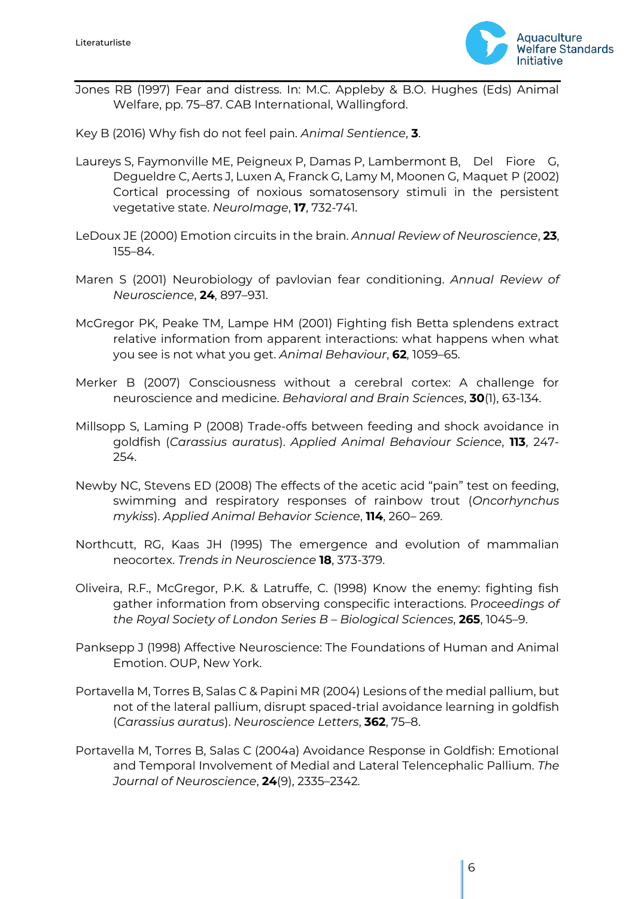Jones RB (1997) Fear and distress. In: M.C. Appleby & B.O. Hughes (Eds) Animal Welfare, pp. 75–87. CAB International, Wallingford.

Key B (2016) Why fish do not feel pain. *Animal Sentience*, **3**.

Laureys S, Faymonville ME, Peigneux P, Damas P, Lambermont B, Del Fiore G, Degueldre C, Aerts J, Luxen A, Franck G, Lamy M, Moonen G, Maquet P (2002) Cortical processing of noxious somatosensory stimuli in the persistent vegetative state. *NeuroImage*, **17**, 732-741.

LeDoux JE (2000) Emotion circuits in the brain. *Annual Review of Neuroscience*, **23**, 155–84.

Maren S (2001) Neurobiology of pavlovian fear conditioning. *Annual Review of Neuroscience*, **24**, 897–931.

McGregor PK, Peake TM, Lampe HM (2001) Fighting fish Betta splendens extract relative information from apparent interactions: what happens when what you see is not what you get. *Animal Behaviour*, **62**, 1059–65.

Merker B (2007) Consciousness without a cerebral cortex: A challenge for neuroscience and medicine. *Behavioral and Brain Sciences*, **30**(1), 63-134.

Millsopp S, Laming P (2008) Trade-offs between feeding and shock avoidance in goldfish (*Carassius auratus*). *Applied Animal Behaviour Science*, **113**, 247-254.

Newby NC, Stevens ED (2008) The effects of the acetic acid "pain" test on feeding, swimming and respiratory responses of rainbow trout (*Oncorhynchus mykiss*). *Applied Animal Behavior Science*, **114**, 260– 269.

Northcutt, RG, Kaas JH (1995) The emergence and evolution of mammalian neocortex. *Trends in Neuroscience* **18**, 373-379.

Oliveira, R.F., McGregor, P.K. & Latruffe, C. (1998) Know the enemy: fighting fish gather information from observing conspecific interactions. *Proceedings of the Royal Society of London Series B – Biological Sciences*, **265**, 1045–9.

Panksepp J (1998) Affective Neuroscience: The Foundations of Human and Animal Emotion. OUP, New York.

Portavella M, Torres B, Salas C & Papini MR (2004) Lesions of the medial pallium, but not of the lateral pallium, disrupt spaced-trial avoidance learning in goldfish (*Carassius auratus*). *Neuroscience Letters*, **362**, 75–8.

Portavella M, Torres B, Salas C (2004a) Avoidance Response in Goldfish: Emotional and Temporal Involvement of Medial and Lateral Telencephalic Pallium. *The Journal of Neuroscience*, **24**(9), 2335–2342.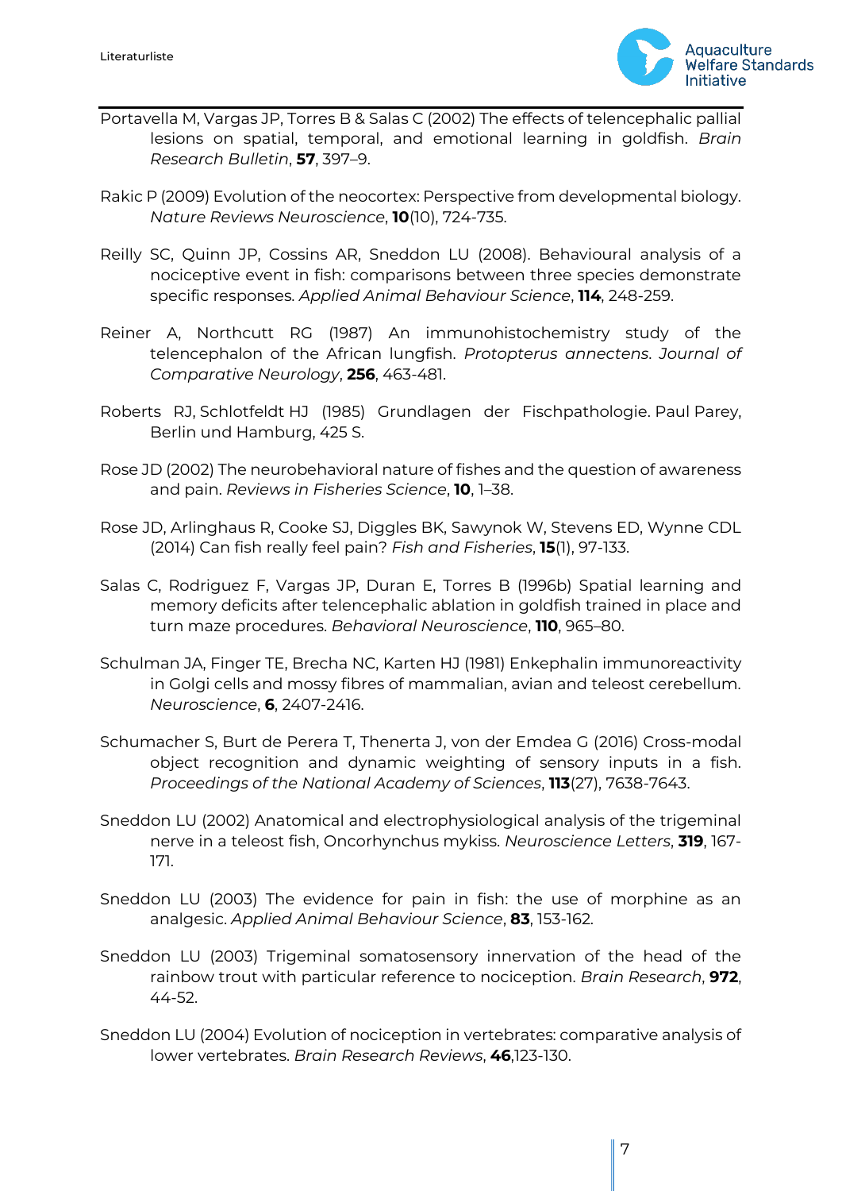Portavella M, Vargas JP, Torres B & Salas C (2002) The effects of telencephalic pallial lesions on spatial, temporal, and emotional learning in goldfish. *Brain Research Bulletin*, **57**, 397–9.

Rakic P (2009) Evolution of the neocortex: Perspective from developmental biology. *Nature Reviews Neuroscience*, **10**(10), 724-735.

Reilly SC, Quinn JP, Cossins AR, Sneddon LU (2008). Behavioural analysis of a nociceptive event in fish: comparisons between three species demonstrate specific responses. *Applied Animal Behaviour Science*, **114**, 248-259.

Reiner A, Northcutt RG (1987) An immunohistochemistry study of the telencephalon of the African lungfish. *Protopterus annectens*. *Journal of Comparative Neurology*, **256**, 463-481.

Roberts RJ, Schlotfeldt HJ (1985) Grundlagen der Fischpathologie. Paul Parey, Berlin und Hamburg, 425 S.

Rose JD (2002) The neurobehavioral nature of fishes and the question of awareness and pain. *Reviews in Fisheries Science*, **10**, 1–38.

Rose JD, Arlinghaus R, Cooke SJ, Diggles BK, Sawynok W, Stevens ED, Wynne CDL (2014) Can fish really feel pain? *Fish and Fisheries*, **15**(1), 97-133.

Salas C, Rodriguez F, Vargas JP, Duran E, Torres B (1996b) Spatial learning and memory deficits after telencephalic ablation in goldfish trained in place and turn maze procedures. *Behavioral Neuroscience*, **110**, 965–80.

Schulman JA, Finger TE, Brecha NC, Karten HJ (1981) Enkephalin immunoreactivity in Golgi cells and mossy fibres of mammalian, avian and teleost cerebellum. *Neuroscience*, **6**, 2407-2416.

Schumacher S, Burt de Perera T, Thenerta J, von der Emdea G (2016) Cross-modal object recognition and dynamic weighting of sensory inputs in a fish. *Proceedings of the National Academy of Sciences*, **113**(27), 7638-7643.

Sneddon LU (2002) Anatomical and electrophysiological analysis of the trigeminal nerve in a teleost fish, Oncorhynchus mykiss. *Neuroscience Letters*, **319**, 167-171.

Sneddon LU (2003) The evidence for pain in fish: the use of morphine as an analgesic. *Applied Animal Behaviour Science*, **83**, 153-162.

Sneddon LU (2003) Trigeminal somatosensory innervation of the head of the rainbow trout with particular reference to nociception. *Brain Research*, **972**, 44-52.

Sneddon LU (2004) Evolution of nociception in vertebrates: comparative analysis of lower vertebrates. *Brain Research Reviews*, **46**,123-130.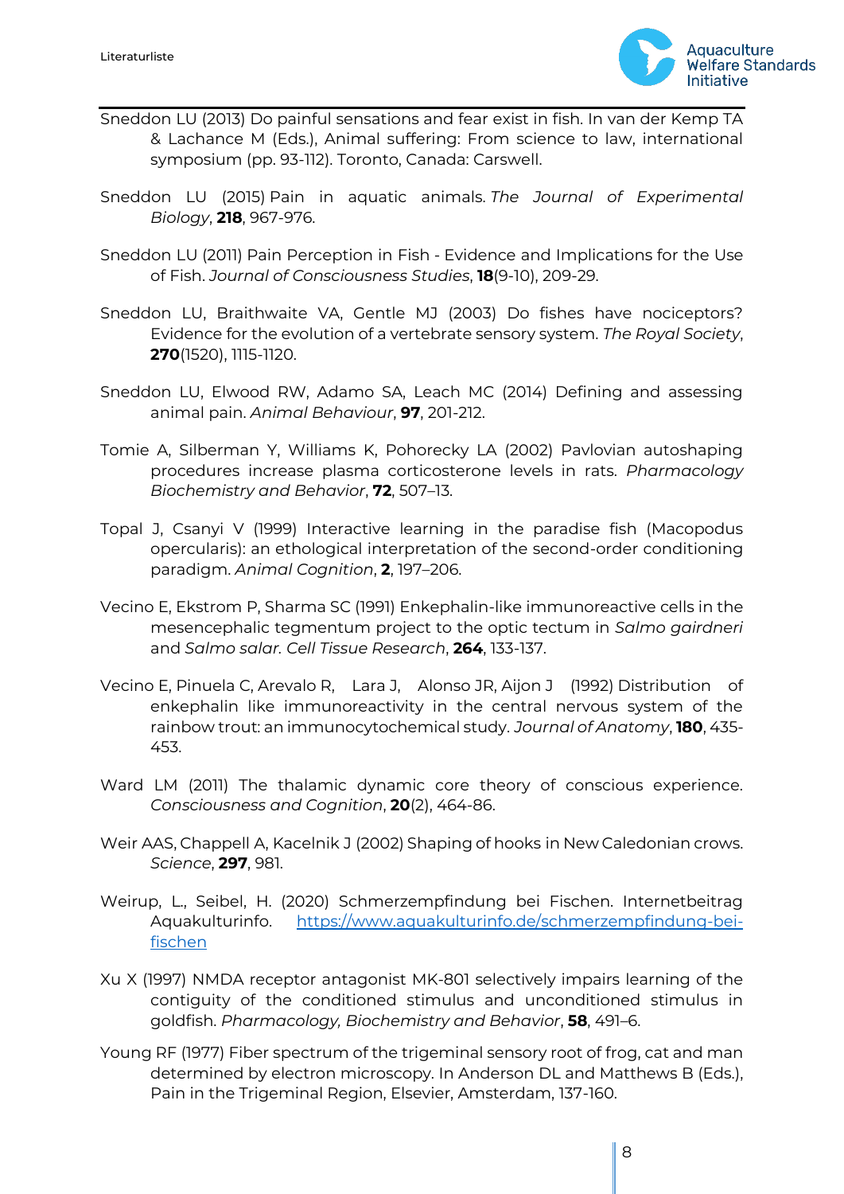Sneddon LU (2013) Do painful sensations and fear exist in fish. In van der Kemp TA & Lachance M (Eds.), Animal suffering: From science to law, international symposium (pp. 93-112). Toronto, Canada: Carswell.

Sneddon LU (2015) Pain in aquatic animals. *The Journal of Experimental Biology*, **218**, 967-976.

Sneddon LU (2011) Pain Perception in Fish - Evidence and Implications for the Use of Fish. *Journal of Consciousness Studies*, **18**(9-10), 209-29.

Sneddon LU, Braithwaite VA, Gentle MJ (2003) Do fishes have nociceptors? Evidence for the evolution of a vertebrate sensory system. *The Royal Society*, **270**(1520), 1115-1120.

Sneddon LU, Elwood RW, Adamo SA, Leach MC (2014) Defining and assessing animal pain. *Animal Behaviour*, **97**, 201-212.

Tomie A, Silberman Y, Williams K, Pohorecky LA (2002) Pavlovian autoshaping procedures increase plasma corticosterone levels in rats. *Pharmacology Biochemistry and Behavior*, **72**, 507–13.

Topal J, Csanyi V (1999) Interactive learning in the paradise fish (Macopodus opercularis): an ethological interpretation of the second-order conditioning paradigm. *Animal Cognition*, **2**, 197–206.

Vecino E, Ekstrom P, Sharma SC (1991) Enkephalin-like immunoreactive cells in the mesencephalic tegmentum project to the optic tectum in *Salmo gairdneri* and *Salmo salar. Cell Tissue Research*, **264**, 133-137.

Vecino E, Pinuela C, Arevalo R, Lara J, Alonso JR, Aijon J (1992) Distribution of enkephalin like immunoreactivity in the central nervous system of the rainbow trout: an immunocytochemical study. *Journal of Anatomy*, **180**, 435-453.

Ward LM (2011) The thalamic dynamic core theory of conscious experience. *Consciousness and Cognition*, **20**(2), 464-86.

Weir AAS, Chappell A, Kacelnik J (2002) Shaping of hooks in New Caledonian crows. *Science*, **297**, 981.

Weirup, L., Seibel, H. (2020) Schmerzempfindung bei Fischen. Internetbeitrag Aquakulturinfo. [https://www.aquakulturinfo.de/schmerzempfindung-bei-fischen](https://www.aquakulturinfo.de/schmerzempfindung-bei-fischen)

Xu X (1997) NMDA receptor antagonist MK-801 selectively impairs learning of the contiguity of the conditioned stimulus and unconditioned stimulus in goldfish. *Pharmacology, Biochemistry and Behavior*, **58**, 491–6.

Young RF (1977) Fiber spectrum of the trigeminal sensory root of frog, cat and man determined by electron microscopy. In Anderson DL and Matthews B (Eds.), Pain in the Trigeminal Region, Elsevier, Amsterdam, 137-160.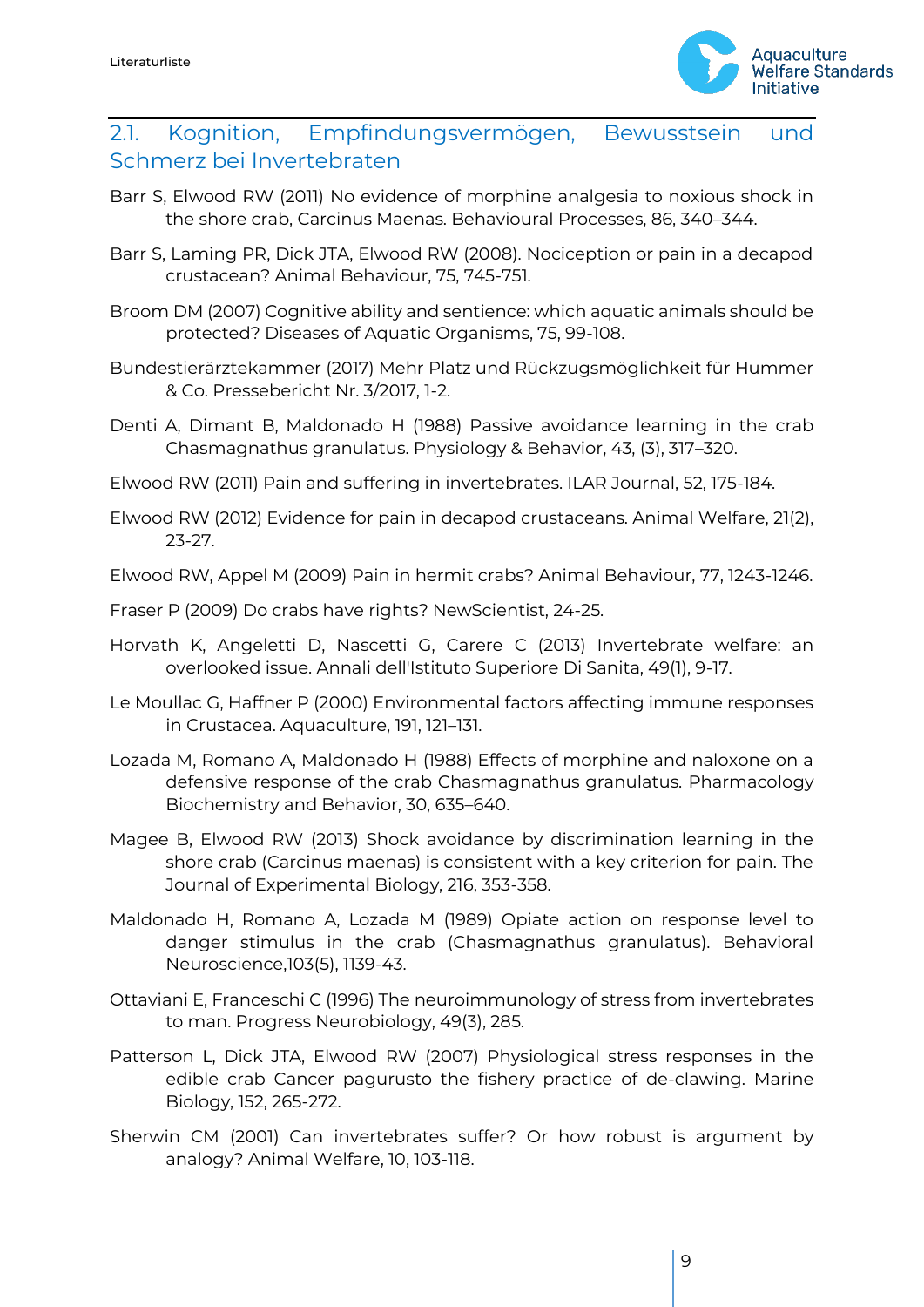## 2.1. Kognition, Empfindungsvermögen, Bewusstsein und Schmerz bei Invertebraten

Barr S, Elwood RW (2011) No evidence of morphine analgesia to noxious shock in the shore crab, Carcinus Maenas. Behavioural Processes, 86, 340–344.

Barr S, Laming PR, Dick JTA, Elwood RW (2008). Nociception or pain in a decapod crustacean? Animal Behaviour, 75, 745-751.

Broom DM (2007) Cognitive ability and sentience: which aquatic animals should be protected? Diseases of Aquatic Organisms, 75, 99-108.

Bundestierärztekammer (2017) Mehr Platz und Rückzugsmöglichkeit für Hummer & Co. Pressebericht Nr. 3/2017, 1-2.

Denti A, Dimant B, Maldonado H (1988) Passive avoidance learning in the crab Chasmagnathus granulatus. Physiology & Behavior, 43, (3), 317–320.

Elwood RW (2011) Pain and suffering in invertebrates. ILAR Journal, 52, 175-184.

Elwood RW (2012) Evidence for pain in decapod crustaceans. Animal Welfare, 21(2), 23-27.

Elwood RW, Appel M (2009) Pain in hermit crabs? Animal Behaviour, 77, 1243-1246.

Fraser P (2009) Do crabs have rights? NewScientist, 24-25.

Horvath K, Angeletti D, Nascetti G, Carere C (2013) Invertebrate welfare: an overlooked issue. Annali dell'Istituto Superiore Di Sanita, 49(1), 9-17.

Le Moullac G, Haffner P (2000) Environmental factors affecting immune responses in Crustacea. Aquaculture, 191, 121–131.

Lozada M, Romano A, Maldonado H (1988) Effects of morphine and naloxone on a defensive response of the crab Chasmagnathus granulatus. Pharmacology Biochemistry and Behavior, 30, 635–640.

Magee B, Elwood RW (2013) Shock avoidance by discrimination learning in the shore crab (Carcinus maenas) is consistent with a key criterion for pain. The Journal of Experimental Biology, 216, 353-358.

Maldonado H, Romano A, Lozada M (1989) Opiate action on response level to danger stimulus in the crab (Chasmagnathus granulatus). Behavioral Neuroscience,103(5), 1139-43.

Ottaviani E, Franceschi C (1996) The neuroimmunology of stress from invertebrates to man. Progress Neurobiology, 49(3), 285.

Patterson L, Dick JTA, Elwood RW (2007) Physiological stress responses in the edible crab Cancer pagurusto the fishery practice of de-clawing. Marine Biology, 152, 265-272.

Sherwin CM (2001) Can invertebrates suffer? Or how robust is argument by analogy? Animal Welfare, 10, 103-118.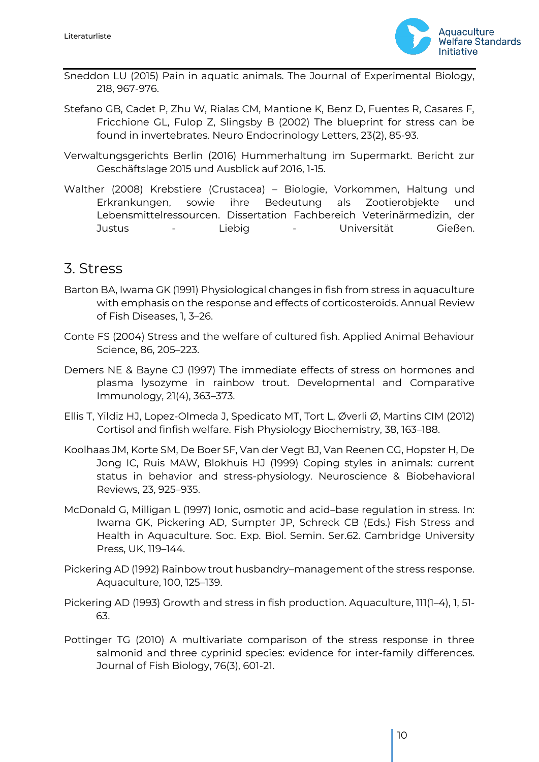Sneddon LU (2015) Pain in aquatic animals. The Journal of Experimental Biology, 218, 967-976.

Stefano GB, Cadet P, Zhu W, Rialas CM, Mantione K, Benz D, Fuentes R, Casares F, Fricchione GL, Fulop Z, Slingsby B (2002) The blueprint for stress can be found in invertebrates. Neuro Endocrinology Letters, 23(2), 85-93.

Verwaltungsgerichts Berlin (2016) Hummerhaltung im Supermarkt. Bericht zur Geschäftslage 2015 und Ausblick auf 2016, 1-15.

Walther (2008) Krebstiere (Crustacea) – Biologie, Vorkommen, Haltung und Erkrankungen, sowie ihre Bedeutung als Zootierobjekte und Lebensmittelressourcen. Dissertation Fachbereich Veterinärmedizin, der Justus - Liebig - Universität Gießen.

## 3. Stress

Barton BA, Iwama GK (1991) Physiological changes in fish from stress in aquaculture with emphasis on the response and effects of corticosteroids. Annual Review of Fish Diseases, 1, 3–26.

Conte FS (2004) Stress and the welfare of cultured fish. Applied Animal Behaviour Science, 86, 205–223.

Demers NE & Bayne CJ (1997) The immediate effects of stress on hormones and plasma lysozyme in rainbow trout. Developmental and Comparative Immunology, 21(4), 363–373.

Ellis T, Yildiz HJ, Lopez-Olmeda J, Spedicato MT, Tort L, Øverli Ø, Martins CIM (2012) Cortisol and finfish welfare. Fish Physiology Biochemistry, 38, 163–188.

Koolhaas JM, Korte SM, De Boer SF, Van der Vegt BJ, Van Reenen CG, Hopster H, De Jong IC, Ruis MAW, Blokhuis HJ (1999) Coping styles in animals: current status in behavior and stress-physiology. Neuroscience & Biobehavioral Reviews, 23, 925–935.

McDonald G, Milligan L (1997) Ionic, osmotic and acid–base regulation in stress. In: Iwama GK, Pickering AD, Sumpter JP, Schreck CB (Eds.) Fish Stress and Health in Aquaculture. Soc. Exp. Biol. Semin. Ser.62. Cambridge University Press, UK, 119–144.

Pickering AD (1992) Rainbow trout husbandry–management of the stress response. Aquaculture, 100, 125–139.

Pickering AD (1993) Growth and stress in fish production. Aquaculture, 111(1–4), 1, 51-63.

Pottinger TG (2010) A multivariate comparison of the stress response in three salmonid and three cyprinid species: evidence for inter-family differences. Journal of Fish Biology, 76(3), 601-21.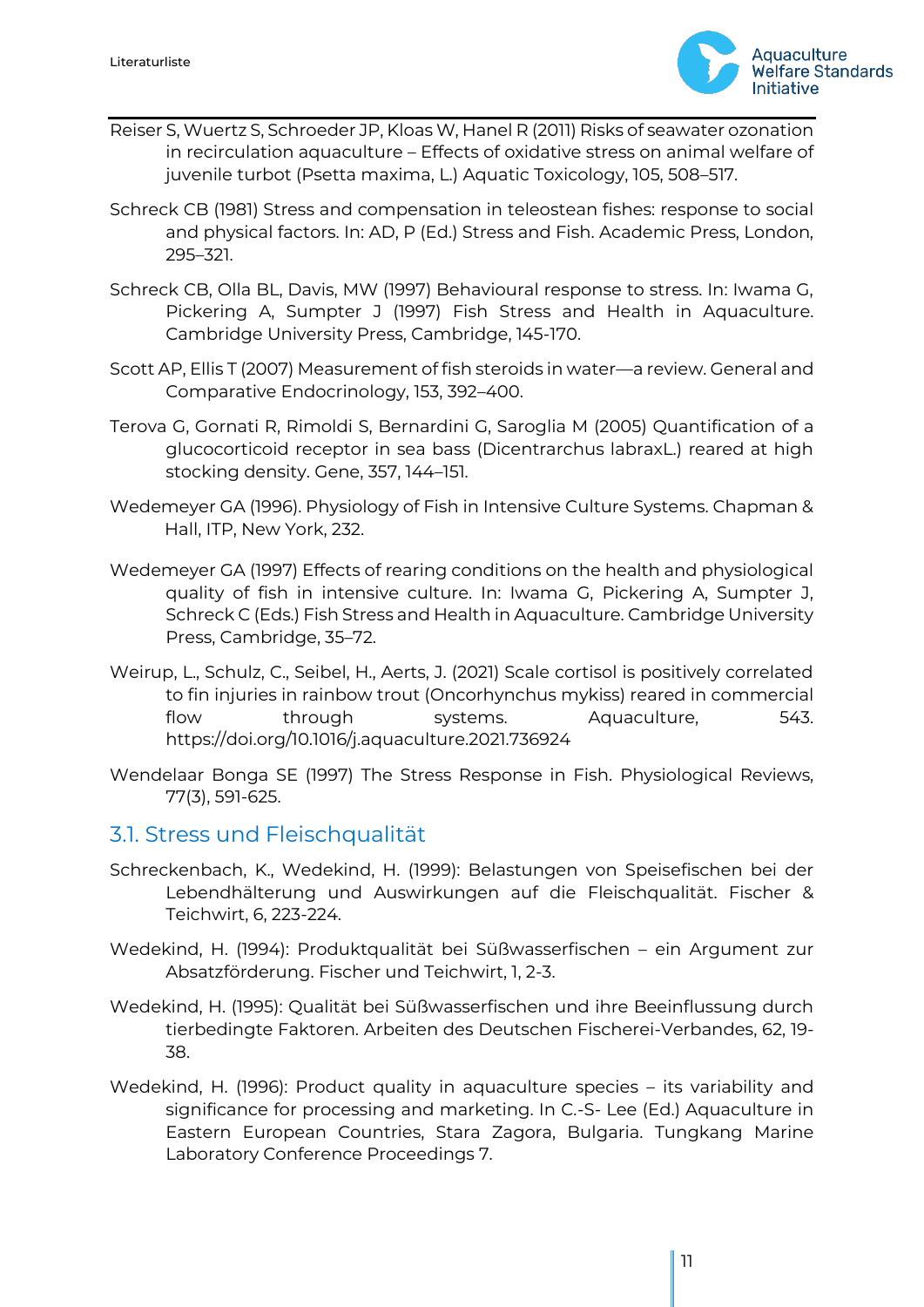Reiser S, Wuertz S, Schroeder JP, Kloas W, Hanel R (2011) Risks of seawater ozonation in recirculation aquaculture – Effects of oxidative stress on animal welfare of juvenile turbot (Psetta maxima, L.) Aquatic Toxicology, 105, 508–517.

Schreck CB (1981) Stress and compensation in teleostean fishes: response to social and physical factors. In: AD, P (Ed.) Stress and Fish. Academic Press, London, 295–321.

Schreck CB, Olla BL, Davis, MW (1997) Behavioural response to stress. In: Iwama G, Pickering A, Sumpter J (1997) Fish Stress and Health in Aquaculture. Cambridge University Press, Cambridge, 145-170.

Scott AP, Ellis T (2007) Measurement of fish steroids in water—a review. General and Comparative Endocrinology, 153, 392–400.

Terova G, Gornati R, Rimoldi S, Bernardini G, Saroglia M (2005) Quantification of a glucocorticoid receptor in sea bass (Dicentrarchus labraxL.) reared at high stocking density. Gene, 357, 144–151.

Wedemeyer GA (1996). Physiology of Fish in Intensive Culture Systems. Chapman & Hall, ITP, New York, 232.

Wedemeyer GA (1997) Effects of rearing conditions on the health and physiological quality of fish in intensive culture. In: Iwama G, Pickering A, Sumpter J, Schreck C (Eds.) Fish Stress and Health in Aquaculture. Cambridge University Press, Cambridge, 35–72.

Weirup, L., Schulz, C., Seibel, H., Aerts, J. (2021) Scale cortisol is positively correlated to fin injuries in rainbow trout (Oncorhynchus mykiss) reared in commercial flow through systems. Aquaculture, 543. https://doi.org/10.1016/j.aquaculture.2021.736924

Wendelaar Bonga SE (1997) The Stress Response in Fish. Physiological Reviews, 77(3), 591-625.

## 3.1. Stress und Fleischqualität

Schreckenbach, K., Wedekind, H. (1999): Belastungen von Speisefischen bei der Lebendhälterung und Auswirkungen auf die Fleischqualität. Fischer & Teichwirt, 6, 223-224.

Wedekind, H. (1994): Produktqualität bei Süßwasserfischen – ein Argument zur Absatzförderung. Fischer und Teichwirt, 1, 2-3.

Wedekind, H. (1995): Qualität bei Süßwasserfischen und ihre Beeinflussung durch tierbedingte Faktoren. Arbeiten des Deutschen Fischerei-Verbandes, 62, 19-38.

Wedekind, H. (1996): Product quality in aquaculture species – its variability and significance for processing and marketing. In C.-S- Lee (Ed.) Aquaculture in Eastern European Countries, Stara Zagora, Bulgaria. Tungkang Marine Laboratory Conference Proceedings 7.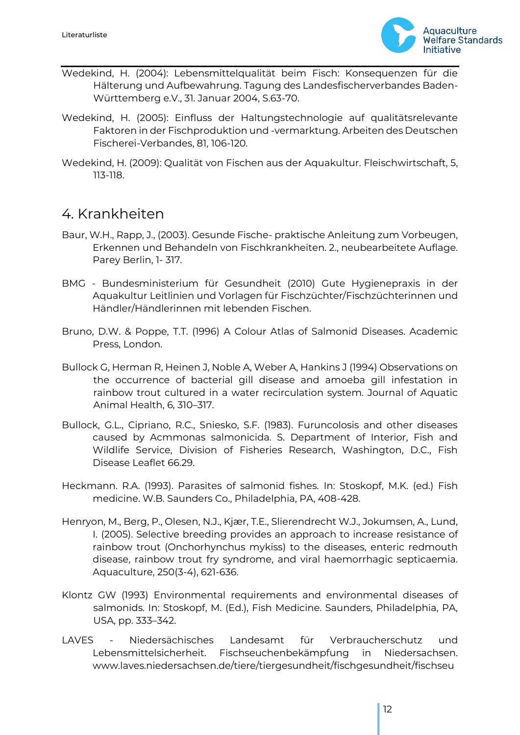Wedekind, H. (2004): Lebensmittelqualität beim Fisch: Konsequenzen für die Hälterung und Aufbewahrung. Tagung des Landesfischerverbandes Baden-Württemberg e.V., 31. Januar 2004, S.63-70.

Wedekind, H. (2005): Einfluss der Haltungstechnologie auf qualitätsrelevante Faktoren in der Fischproduktion und -vermarktung. Arbeiten des Deutschen Fischerei-Verbandes, 81, 106-120.

Wedekind, H. (2009): Qualität von Fischen aus der Aquakultur. Fleischwirtschaft, 5, 113-118.

## 4. Krankheiten

Baur, W.H., Rapp, J., (2003). Gesunde Fische- praktische Anleitung zum Vorbeugen, Erkennen und Behandeln von Fischkrankheiten. 2., neubearbeitete Auflage. Parey Berlin, 1- 317.

BMG - Bundesministerium für Gesundheit (2010) Gute Hygienepraxis in der Aquakultur Leitlinien und Vorlagen für Fischzüchter/Fischzüchterinnen und Händler/Händlerinnen mit lebenden Fischen.

Bruno, D.W. & Poppe, T.T. (1996) A Colour Atlas of Salmonid Diseases. Academic Press, London.

Bullock G, Herman R, Heinen J, Noble A, Weber A, Hankins J (1994) Observations on the occurrence of bacterial gill disease and amoeba gill infestation in rainbow trout cultured in a water recirculation system. Journal of Aquatic Animal Health, 6, 310–317.

Bullock, G.L., Cipriano, R.C., Sniesko, S.F. (1983). Furuncolosis and other diseases caused by Acmmonas salmonicida. S. Department of Interior, Fish and Wildlife Service, Division of Fisheries Research, Washington, D.C., Fish Disease Leaflet 66.29.

Heckmann. R.A. (1993). Parasites of salmonid fishes. In: Stoskopf, M.K. (ed.) Fish medicine. W.B. Saunders Co., Philadelphia, PA, 408-428.

Henryon, M., Berg, P., Olesen, N.J., Kjær, T.E., Slierendrecht W.J., Jokumsen, A., Lund, I. (2005). Selective breeding provides an approach to increase resistance of rainbow trout (Onchorhynchus mykiss) to the diseases, enteric redmouth disease, rainbow trout fry syndrome, and viral haemorrhagic septicaemia. Aquaculture, 250(3-4), 621-636.

Klontz GW (1993) Environmental requirements and environmental diseases of salmonids. In: Stoskopf, M. (Ed.), Fish Medicine. Saunders, Philadelphia, PA, USA, pp. 333–342.

LAVES - Niedersächisches Landesamt für Verbraucherschutz und Lebensmittelsicherheit. Fischseuchenbekämpfung in Niedersachsen. www.laves.niedersachsen.de/tiere/tiergesundheit/fischgesundheit/fischseu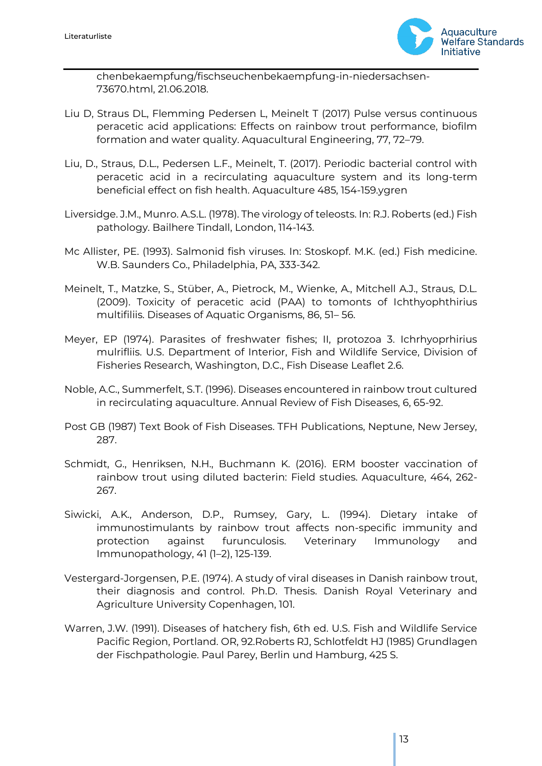chenbekaempfung/fischseuchenbekaempfung-in-niedersachsen-73670.html, 21.06.2018.

Liu D, Straus DL, Flemming Pedersen L, Meinelt T (2017) Pulse versus continuous peracetic acid applications: Effects on rainbow trout performance, biofilm formation and water quality. Aquacultural Engineering, 77, 72–79.

Liu, D., Straus, D.L., Pedersen L.F., Meinelt, T. (2017). Periodic bacterial control with peracetic acid in a recirculating aquaculture system and its long-term beneficial effect on fish health. Aquaculture 485, 154-159.ygren

Liversidge. J.M., Munro. A.S.L. (1978). The virology of teleosts. In: R.J. Roberts (ed.) Fish pathology. Bailhere Tindall, London, 114-143.

Mc Allister, PE. (1993). Salmonid fish viruses. In: Stoskopf. M.K. (ed.) Fish medicine. W.B. Saunders Co., Philadelphia, PA, 333-342.

Meinelt, T., Matzke, S., Stüber, A., Pietrock, M., Wienke, A., Mitchell A.J., Straus, D.L. (2009). Toxicity of peracetic acid (PAA) to tomonts of Ichthyophthirius multifiliis. Diseases of Aquatic Organisms, 86, 51– 56.

Meyer, EP (1974). Parasites of freshwater fishes; II, protozoa 3. Ichrhyoprhirius mulrifliis. U.S. Department of Interior, Fish and Wildlife Service, Division of Fisheries Research, Washington, D.C., Fish Disease Leaflet 2.6.

Noble, A.C., Summerfelt, S.T. (1996). Diseases encountered in rainbow trout cultured in recirculating aquaculture. Annual Review of Fish Diseases, 6, 65-92.

Post GB (1987) Text Book of Fish Diseases. TFH Publications, Neptune, New Jersey, 287.

Schmidt, G., Henriksen, N.H., Buchmann K. (2016). ERM booster vaccination of rainbow trout using diluted bacterin: Field studies. Aquaculture, 464, 262-267.

Siwicki, A.K., Anderson, D.P., Rumsey, Gary, L. (1994). Dietary intake of immunostimulants by rainbow trout affects non-specific immunity and protection against furunculosis. Veterinary Immunology and Immunopathology, 41 (1–2), 125-139.

Vestergard-Jorgensen, P.E. (1974). A study of viral diseases in Danish rainbow trout, their diagnosis and control. Ph.D. Thesis. Danish Royal Veterinary and Agriculture University Copenhagen, 101.

Warren, J.W. (1991). Diseases of hatchery fish, 6th ed. U.S. Fish and Wildlife Service Pacific Region, Portland. OR, 92.Roberts RJ, Schlotfeldt HJ (1985) Grundlagen der Fischpathologie. Paul Parey, Berlin und Hamburg, 425 S.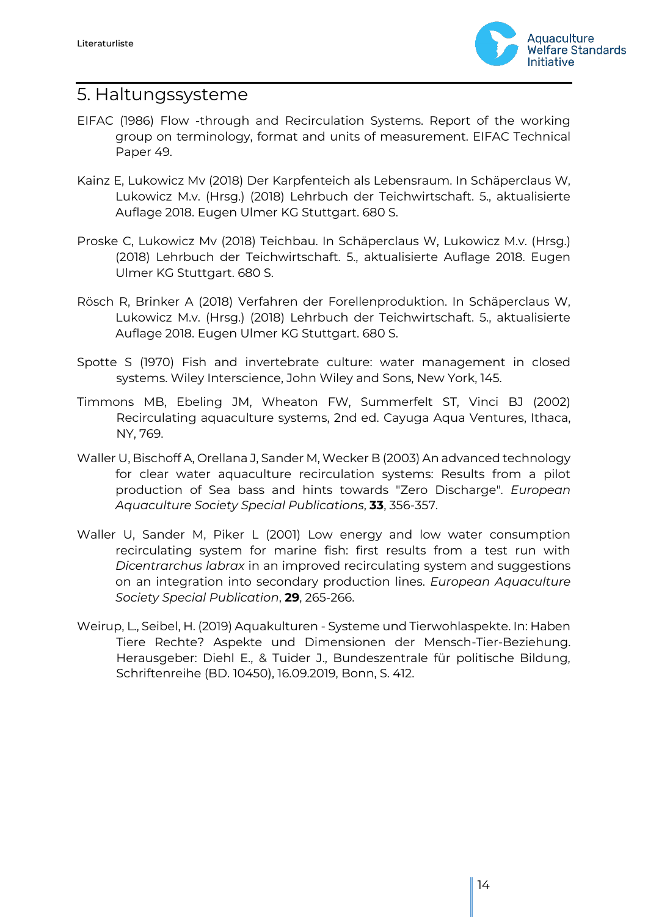## 5. Haltungssysteme

EIFAC (1986) Flow -through and Recirculation Systems. Report of the working group on terminology, format and units of measurement. EIFAC Technical Paper 49.

Kainz E, Lukowicz Mv (2018) Der Karpfenteich als Lebensraum. In Schäperclaus W, Lukowicz M.v. (Hrsg.) (2018) Lehrbuch der Teichwirtschaft. 5., aktualisierte Auflage 2018. Eugen Ulmer KG Stuttgart. 680 S.

Proske C, Lukowicz Mv (2018) Teichbau. In Schäperclaus W, Lukowicz M.v. (Hrsg.) (2018) Lehrbuch der Teichwirtschaft. 5., aktualisierte Auflage 2018. Eugen Ulmer KG Stuttgart. 680 S.

Rösch R, Brinker A (2018) Verfahren der Forellenproduktion. In Schäperclaus W, Lukowicz M.v. (Hrsg.) (2018) Lehrbuch der Teichwirtschaft. 5., aktualisierte Auflage 2018. Eugen Ulmer KG Stuttgart. 680 S.

Spotte S (1970) Fish and invertebrate culture: water management in closed systems. Wiley Interscience, John Wiley and Sons, New York, 145.

Timmons MB, Ebeling JM, Wheaton FW, Summerfelt ST, Vinci BJ (2002) Recirculating aquaculture systems, 2nd ed. Cayuga Aqua Ventures, Ithaca, NY, 769.

Waller U, Bischoff A, Orellana J, Sander M, Wecker B (2003) An advanced technology for clear water aquaculture recirculation systems: Results from a pilot production of Sea bass and hints towards "Zero Discharge". *European Aquaculture Society Special Publications*, **33**, 356-357.

Waller U, Sander M, Piker L (2001) Low energy and low water consumption recirculating system for marine fish: first results from a test run with *Dicentrarchus labrax* in an improved recirculating system and suggestions on an integration into secondary production lines. *European Aquaculture Society Special Publication*, **29**, 265-266.

Weirup, L., Seibel, H. (2019) Aquakulturen - Systeme und Tierwohlaspekte. In: Haben Tiere Rechte? Aspekte und Dimensionen der Mensch-Tier-Beziehung. Herausgeber: Diehl E., & Tuider J., Bundeszentrale für politische Bildung, Schriftenreihe (BD. 10450), 16.09.2019, Bonn, S. 412.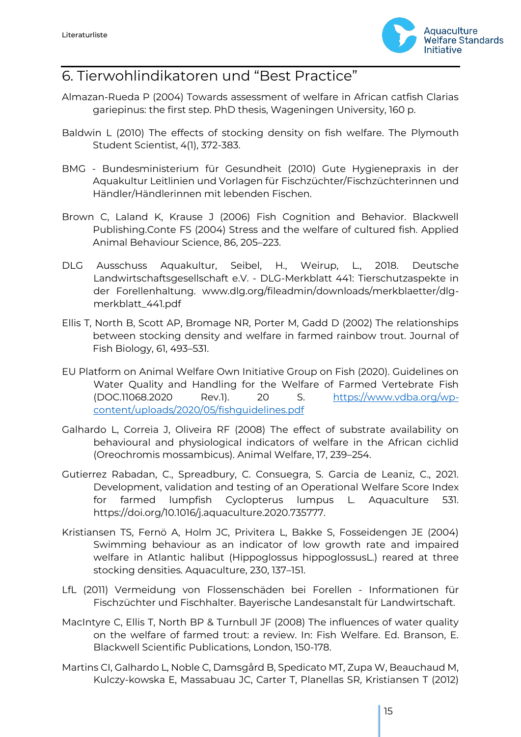## 6. Tierwohlindikatoren und “Best Practice”

Almazan-Rueda P (2004) Towards assessment of welfare in African catfish Clarias gariepinus: the first step. PhD thesis, Wageningen University, 160 p.

Baldwin L (2010) The effects of stocking density on fish welfare. The Plymouth Student Scientist, 4(1), 372-383.

BMG - Bundesministerium für Gesundheit (2010) Gute Hygienepraxis in der Aquakultur Leitlinien und Vorlagen für Fischzüchter/Fischzüchterinnen und Händler/Händlerinnen mit lebenden Fischen.

Brown C, Laland K, Krause J (2006) Fish Cognition and Behavior. Blackwell Publishing.Conte FS (2004) Stress and the welfare of cultured fish. Applied Animal Behaviour Science, 86, 205–223.

DLG Ausschuss Aquakultur, Seibel, H., Weirup, L., 2018. Deutsche Landwirtschaftsgesellschaft e.V. - DLG-Merkblatt 441: Tierschutzaspekte in der Forellenhaltung. www.dlg.org/fileadmin/downloads/merkblaetter/dlg-merkblatt_441.pdf

Ellis T, North B, Scott AP, Bromage NR, Porter M, Gadd D (2002) The relationships between stocking density and welfare in farmed rainbow trout. Journal of Fish Biology, 61, 493–531.

EU Platform on Animal Welfare Own Initiative Group on Fish (2020). Guidelines on Water Quality and Handling for the Welfare of Farmed Vertebrate Fish (DOC.11068.2020 Rev.1). 20 S. https://www.vdba.org/wp-content/uploads/2020/05/fishguidelines.pdf

Galhardo L, Correia J, Oliveira RF (2008) The effect of substrate availability on behavioural and physiological indicators of welfare in the African cichlid (Oreochromis mossambicus). Animal Welfare, 17, 239–254.

Gutierrez Rabadan, C., Spreadbury, C. Consuegra, S. Garcia de Leaniz, C., 2021. Development, validation and testing of an Operational Welfare Score Index for farmed lumpfish Cyclopterus lumpus L. Aquaculture 531. https://doi.org/10.1016/j.aquaculture.2020.735777.

Kristiansen TS, Fernö A, Holm JC, Privitera L, Bakke S, Fosseidengen JE (2004) Swimming behaviour as an indicator of low growth rate and impaired welfare in Atlantic halibut (Hippoglossus hippoglossusL.) reared at three stocking densities. Aquaculture, 230, 137–151.

LfL (2011) Vermeidung von Flossenschäden bei Forellen - Informationen für Fischzüchter und Fischhalter. Bayerische Landesanstalt für Landwirtschaft.

MacIntyre C, Ellis T, North BP & Turnbull JF (2008) The influences of water quality on the welfare of farmed trout: a review. In: Fish Welfare. Ed. Branson, E. Blackwell Scientific Publications, London, 150-178.

Martins CI, Galhardo L, Noble C, Damsgård B, Spedicato MT, Zupa W, Beauchaud M, Kulczy-kowska E, Massabuau JC, Carter T, Planellas SR, Kristiansen T (2012)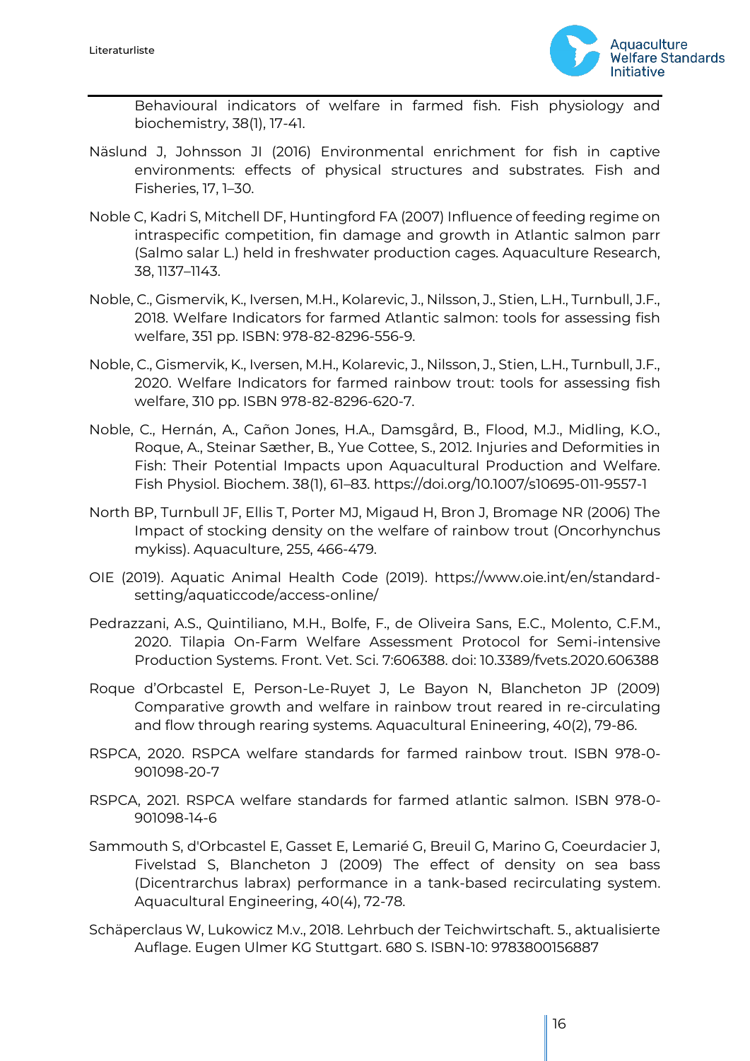Behavioural indicators of welfare in farmed fish. Fish physiology and biochemistry, 38(1), 17-41.

Näslund J, Johnsson JI (2016) Environmental enrichment for fish in captive environments: effects of physical structures and substrates. Fish and Fisheries, 17, 1–30.

Noble C, Kadri S, Mitchell DF, Huntingford FA (2007) Influence of feeding regime on intraspecific competition, fin damage and growth in Atlantic salmon parr (Salmo salar L.) held in freshwater production cages. Aquaculture Research, 38, 1137–1143.

Noble, C., Gismervik, K., Iversen, M.H., Kolarevic, J., Nilsson, J., Stien, L.H., Turnbull, J.F., 2018. Welfare Indicators for farmed Atlantic salmon: tools for assessing fish welfare, 351 pp. ISBN: 978-82-8296-556-9.

Noble, C., Gismervik, K., Iversen, M.H., Kolarevic, J., Nilsson, J., Stien, L.H., Turnbull, J.F., 2020. Welfare Indicators for farmed rainbow trout: tools for assessing fish welfare, 310 pp. ISBN 978-82-8296-620-7.

Noble, C., Hernán, A., Cañon Jones, H.A., Damsgård, B., Flood, M.J., Midling, K.O., Roque, A., Steinar Sæther, B., Yue Cottee, S., 2012. Injuries and Deformities in Fish: Their Potential Impacts upon Aquacultural Production and Welfare. Fish Physiol. Biochem. 38(1), 61–83. https://doi.org/10.1007/s10695-011-9557-1

North BP, Turnbull JF, Ellis T, Porter MJ, Migaud H, Bron J, Bromage NR (2006) The Impact of stocking density on the welfare of rainbow trout (Oncorhynchus mykiss). Aquaculture, 255, 466-479.

OIE (2019). Aquatic Animal Health Code (2019). https://www.oie.int/en/standard-setting/aquaticcode/access-online/

Pedrazzani, A.S., Quintiliano, M.H., Bolfe, F., de Oliveira Sans, E.C., Molento, C.F.M., 2020. Tilapia On-Farm Welfare Assessment Protocol for Semi-intensive Production Systems. Front. Vet. Sci. 7:606388. doi: 10.3389/fvets.2020.606388

Roque d'Orbcastel E, Person-Le-Ruyet J, Le Bayon N, Blancheton JP (2009) Comparative growth and welfare in rainbow trout reared in re-circulating and flow through rearing systems. Aquacultural Enineering, 40(2), 79-86.

RSPCA, 2020. RSPCA welfare standards for farmed rainbow trout. ISBN 978-0-901098-20-7

RSPCA, 2021. RSPCA welfare standards for farmed atlantic salmon. ISBN 978-0-901098-14-6

Sammouth S, d'Orbcastel E, Gasset E, Lemarié G, Breuil G, Marino G, Coeurdacier J, Fivelstad S, Blancheton J (2009) The effect of density on sea bass (Dicentrarchus labrax) performance in a tank-based recirculating system. Aquacultural Engineering, 40(4), 72-78.

Schäperclaus W, Lukowicz M.v., 2018. Lehrbuch der Teichwirtschaft. 5., aktualisierte Auflage. Eugen Ulmer KG Stuttgart. 680 S. ISBN-10: 9783800156887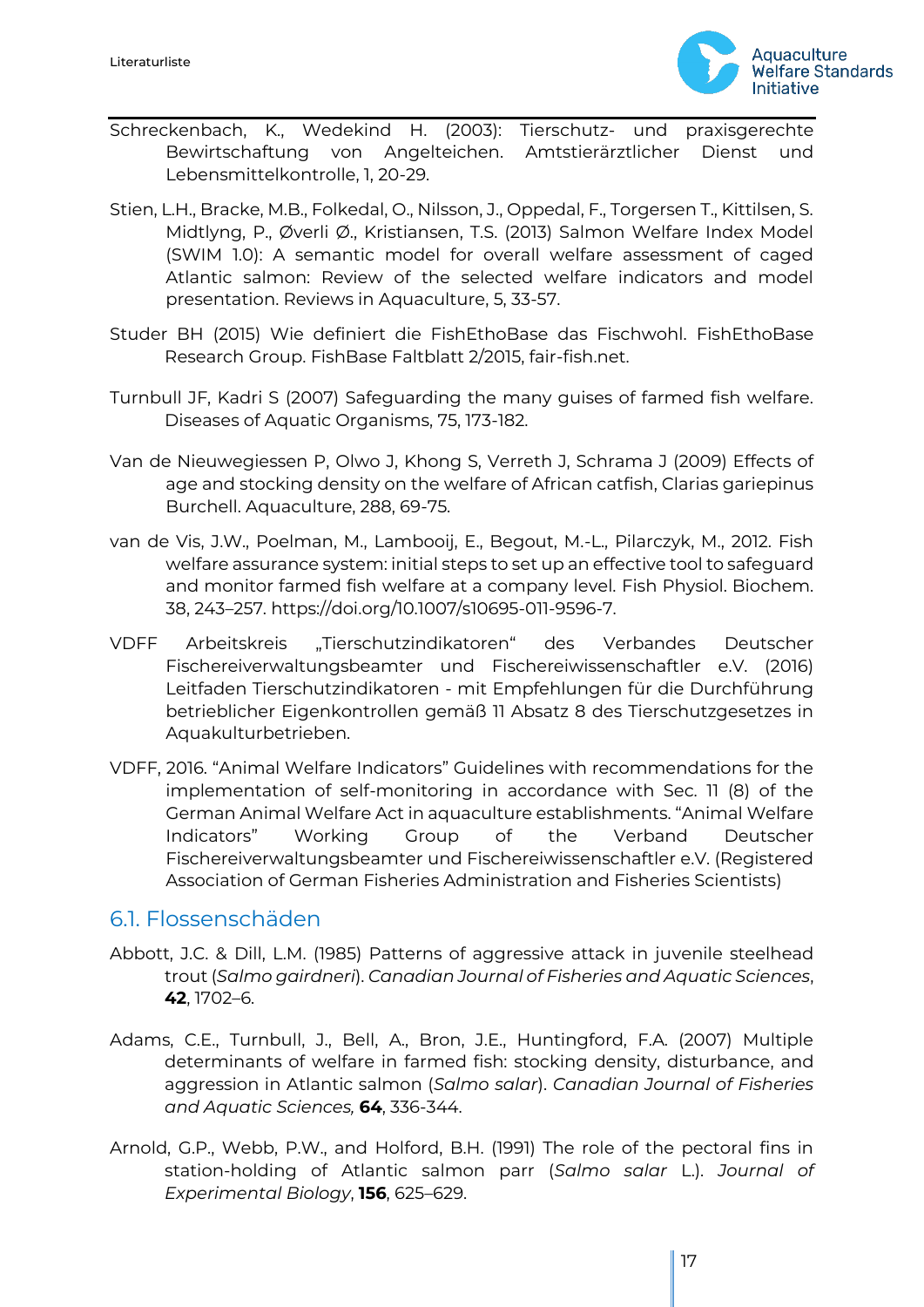Schreckenbach, K., Wedekind H. (2003): Tierschutz- und praxisgerechte Bewirtschaftung von Angelteichen. Amtstierärztlicher Dienst und Lebensmittelkontrolle, 1, 20-29.

Stien, L.H., Bracke, M.B., Folkedal, O., Nilsson, J., Oppedal, F., Torgersen T., Kittilsen, S. Midtlyng, P., Øverli Ø., Kristiansen, T.S. (2013) Salmon Welfare Index Model (SWIM 1.0): A semantic model for overall welfare assessment of caged Atlantic salmon: Review of the selected welfare indicators and model presentation. Reviews in Aquaculture, 5, 33-57.

Studer BH (2015) Wie definiert die FishEthoBase das Fischwohl. FishEthoBase Research Group. FishBase Faltblatt 2/2015, fair-fish.net.

Turnbull JF, Kadri S (2007) Safeguarding the many guises of farmed fish welfare. Diseases of Aquatic Organisms, 75, 173-182.

Van de Nieuwegiessen P, Olwo J, Khong S, Verreth J, Schrama J (2009) Effects of age and stocking density on the welfare of African catfish, Clarias gariepinus Burchell. Aquaculture, 288, 69-75.

van de Vis, J.W., Poelman, M., Lambooij, E., Begout, M.-L., Pilarczyk, M., 2012. Fish welfare assurance system: initial steps to set up an effective tool to safeguard and monitor farmed fish welfare at a company level. Fish Physiol. Biochem. 38, 243–257. https://doi.org/10.1007/s10695-011-9596-7.

VDFF Arbeitskreis „Tierschutzindikatoren" des Verbandes Deutscher Fischereiverwaltungsbeamter und Fischereiwissenschaftler e.V. (2016) Leitfaden Tierschutzindikatoren - mit Empfehlungen für die Durchführung betrieblicher Eigenkontrollen gemäß 11 Absatz 8 des Tierschutzgesetzes in Aquakulturbetrieben.

VDFF, 2016. "Animal Welfare Indicators" Guidelines with recommendations for the implementation of self-monitoring in accordance with Sec. 11 (8) of the German Animal Welfare Act in aquaculture establishments. "Animal Welfare Indicators" Working Group of the Verband Deutscher Fischereiverwaltungsbeamter und Fischereiwissenschaftler e.V. (Registered Association of German Fisheries Administration and Fisheries Scientists)

## 6.1. Flossenschäden

Abbott, J.C. & Dill, L.M. (1985) Patterns of aggressive attack in juvenile steelhead trout (*Salmo gairdneri*). *Canadian Journal of Fisheries and Aquatic Sciences*, **42**, 1702–6.

Adams, C.E., Turnbull, J., Bell, A., Bron, J.E., Huntingford, F.A. (2007) Multiple determinants of welfare in farmed fish: stocking density, disturbance, and aggression in Atlantic salmon (*Salmo salar*). *Canadian Journal of Fisheries and Aquatic Sciences,* **64**, 336-344.

Arnold, G.P., Webb, P.W., and Holford, B.H. (1991) The role of the pectoral fins in station-holding of Atlantic salmon parr (*Salmo salar* L.). *Journal of Experimental Biology*, **156**, 625–629.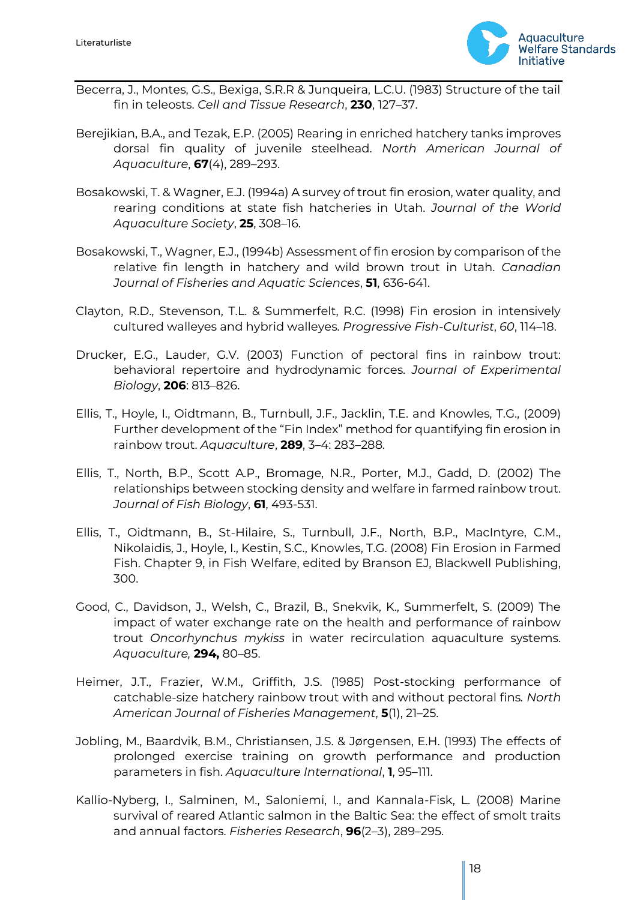Becerra, J., Montes, G.S., Bexiga, S.R.R & Junqueira, L.C.U. (1983) Structure of the tail fin in teleosts. *Cell and Tissue Research*, **230**, 127–37.

Berejikian, B.A., and Tezak, E.P. (2005) Rearing in enriched hatchery tanks improves dorsal fin quality of juvenile steelhead. *North American Journal of Aquaculture*, **67**(4), 289–293.

Bosakowski, T. & Wagner, E.J. (1994a) A survey of trout fin erosion, water quality, and rearing conditions at state fish hatcheries in Utah. *Journal of the World Aquaculture Society*, **25**, 308–16.

Bosakowski, T., Wagner, E.J., (1994b) Assessment of fin erosion by comparison of the relative fin length in hatchery and wild brown trout in Utah. *Canadian Journal of Fisheries and Aquatic Sciences*, **51**, 636-641.

Clayton, R.D., Stevenson, T.L. & Summerfelt, R.C. (1998) Fin erosion in intensively cultured walleyes and hybrid walleyes. *Progressive Fish-Culturist*, *60*, 114–18.

Drucker, E.G., Lauder, G.V. (2003) Function of pectoral fins in rainbow trout: behavioral repertoire and hydrodynamic forces. *Journal of Experimental Biology*, **206**: 813–826.

Ellis, T., Hoyle, I., Oidtmann, B., Turnbull, J.F., Jacklin, T.E. and Knowles, T.G., (2009) Further development of the "Fin Index" method for quantifying fin erosion in rainbow trout. *Aquaculture*, **289**, 3–4: 283–288.

Ellis, T., North, B.P., Scott A.P., Bromage, N.R., Porter, M.J., Gadd, D. (2002) The relationships between stocking density and welfare in farmed rainbow trout. *Journal of Fish Biology*, **61**, 493-531.

Ellis, T., Oidtmann, B., St-Hilaire, S., Turnbull, J.F., North, B.P., MacIntyre, C.M., Nikolaidis, J., Hoyle, I., Kestin, S.C., Knowles, T.G. (2008) Fin Erosion in Farmed Fish. Chapter 9, in Fish Welfare, edited by Branson EJ, Blackwell Publishing, 300.

Good, C., Davidson, J., Welsh, C., Brazil, B., Snekvik, K., Summerfelt, S. (2009) The impact of water exchange rate on the health and performance of rainbow trout *Oncorhynchus mykiss* in water recirculation aquaculture systems. *Aquaculture,* **294,** 80–85.

Heimer, J.T., Frazier, W.M., Griffith, J.S. (1985) Post-stocking performance of catchable-size hatchery rainbow trout with and without pectoral fins. *North American Journal of Fisheries Management*, **5**(1), 21–25.

Jobling, M., Baardvik, B.M., Christiansen, J.S. & Jørgensen, E.H. (1993) The effects of prolonged exercise training on growth performance and production parameters in fish. *Aquaculture International*, **1**, 95–111.

Kallio-Nyberg, I., Salminen, M., Saloniemi, I., and Kannala-Fisk, L. (2008) Marine survival of reared Atlantic salmon in the Baltic Sea: the effect of smolt traits and annual factors. *Fisheries Research*, **96**(2–3), 289–295.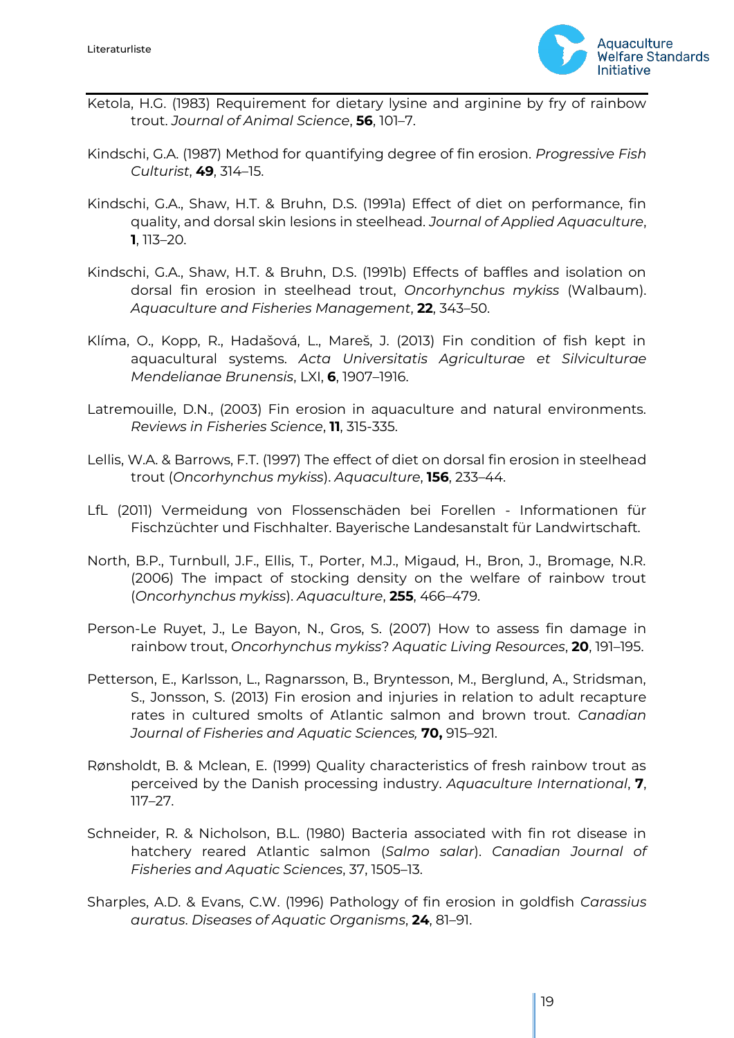Ketola, H.G. (1983) Requirement for dietary lysine and arginine by fry of rainbow trout. *Journal of Animal Science*, **56**, 101–7.

Kindschi, G.A. (1987) Method for quantifying degree of fin erosion. *Progressive Fish Culturist*, **49**, 314–15.

Kindschi, G.A., Shaw, H.T. & Bruhn, D.S. (1991a) Effect of diet on performance, fin quality, and dorsal skin lesions in steelhead. *Journal of Applied Aquaculture*, **1**, 113–20.

Kindschi, G.A., Shaw, H.T. & Bruhn, D.S. (1991b) Effects of baffles and isolation on dorsal fin erosion in steelhead trout, *Oncorhynchus mykiss* (Walbaum). *Aquaculture and Fisheries Management*, **22**, 343–50.

Klíma, O., Kopp, R., Hadašová, L., Mareš, J. (2013) Fin condition of fish kept in aquacultural systems. *Acta Universitatis Agriculturae et Silviculturae Mendelianae Brunensis*, LXI, **6**, 1907–1916.

Latremouille, D.N., (2003) Fin erosion in aquaculture and natural environments. *Reviews in Fisheries Science*, **11**, 315-335.

Lellis, W.A. & Barrows, F.T. (1997) The effect of diet on dorsal fin erosion in steelhead trout (*Oncorhynchus mykiss*). *Aquaculture*, **156**, 233–44.

LfL (2011) Vermeidung von Flossenschäden bei Forellen - Informationen für Fischzüchter und Fischhalter. Bayerische Landesanstalt für Landwirtschaft.

North, B.P., Turnbull, J.F., Ellis, T., Porter, M.J., Migaud, H., Bron, J., Bromage, N.R. (2006) The impact of stocking density on the welfare of rainbow trout (*Oncorhynchus mykiss*). *Aquaculture*, **255**, 466–479.

Person-Le Ruyet, J., Le Bayon, N., Gros, S. (2007) How to assess fin damage in rainbow trout, *Oncorhynchus mykiss*? *Aquatic Living Resources*, **20**, 191–195.

Petterson, E., Karlsson, L., Ragnarsson, B., Bryntesson, M., Berglund, A., Stridsman, S., Jonsson, S. (2013) Fin erosion and injuries in relation to adult recapture rates in cultured smolts of Atlantic salmon and brown trout. *Canadian Journal of Fisheries and Aquatic Sciences,* **70,** 915–921.

Rønsholdt, B. & Mclean, E. (1999) Quality characteristics of fresh rainbow trout as perceived by the Danish processing industry. *Aquaculture International*, **7**, 117–27.

Schneider, R. & Nicholson, B.L. (1980) Bacteria associated with fin rot disease in hatchery reared Atlantic salmon (*Salmo salar*). *Canadian Journal of Fisheries and Aquatic Sciences*, 37, 1505–13.

Sharples, A.D. & Evans, C.W. (1996) Pathology of fin erosion in goldfish *Carassius auratus*. *Diseases of Aquatic Organisms*, **24**, 81–91.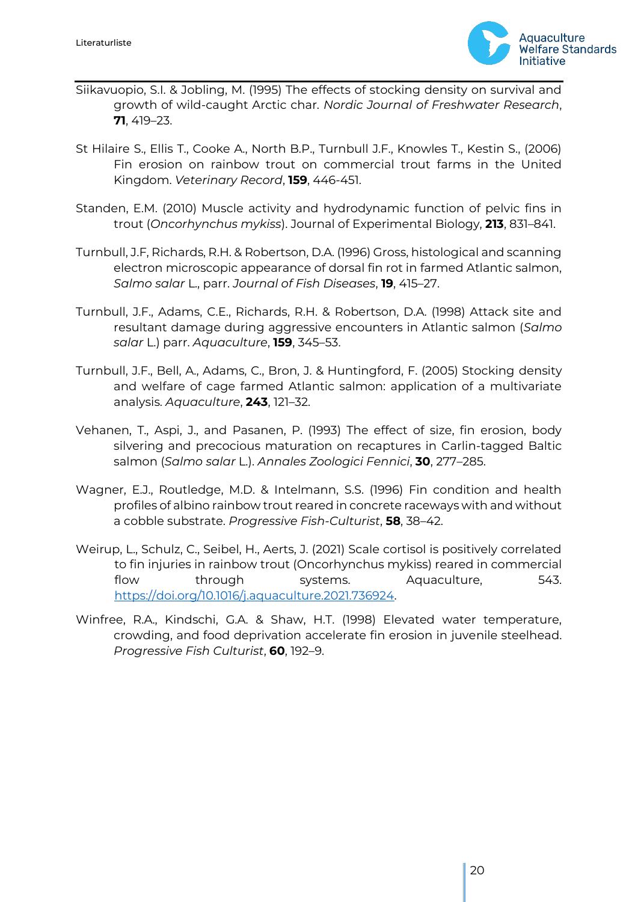Siikavuopio, S.I. & Jobling, M. (1995) The effects of stocking density on survival and growth of wild-caught Arctic char. *Nordic Journal of Freshwater Research*, **71**, 419–23.

St Hilaire S., Ellis T., Cooke A., North B.P., Turnbull J.F., Knowles T., Kestin S., (2006) Fin erosion on rainbow trout on commercial trout farms in the United Kingdom. *Veterinary Record*, **159**, 446-451.

Standen, E.M. (2010) Muscle activity and hydrodynamic function of pelvic fins in trout (*Oncorhynchus mykiss*). Journal of Experimental Biology, **213**, 831–841.

Turnbull, J.F, Richards, R.H. & Robertson, D.A. (1996) Gross, histological and scanning electron microscopic appearance of dorsal fin rot in farmed Atlantic salmon, *Salmo salar* L., parr. *Journal of Fish Diseases*, **19**, 415–27.

Turnbull, J.F., Adams, C.E., Richards, R.H. & Robertson, D.A. (1998) Attack site and resultant damage during aggressive encounters in Atlantic salmon (*Salmo salar* L.) parr. *Aquaculture*, **159**, 345–53.

Turnbull, J.F., Bell, A., Adams, C., Bron, J. & Huntingford, F. (2005) Stocking density and welfare of cage farmed Atlantic salmon: application of a multivariate analysis. *Aquaculture*, **243**, 121–32.

Vehanen, T., Aspi, J., and Pasanen, P. (1993) The effect of size, fin erosion, body silvering and precocious maturation on recaptures in Carlin-tagged Baltic salmon (*Salmo salar* L.). *Annales Zoologici Fennici*, **30**, 277–285.

Wagner, E.J., Routledge, M.D. & Intelmann, S.S. (1996) Fin condition and health profiles of albino rainbow trout reared in concrete raceways with and without a cobble substrate. *Progressive Fish-Culturist*, **58**, 38–42.

Weirup, L., Schulz, C., Seibel, H., Aerts, J. (2021) Scale cortisol is positively correlated to fin injuries in rainbow trout (Oncorhynchus mykiss) reared in commercial flow through systems. Aquaculture, 543. https://doi.org/10.1016/j.aquaculture.2021.736924.

Winfree, R.A., Kindschi, G.A. & Shaw, H.T. (1998) Elevated water temperature, crowding, and food deprivation accelerate fin erosion in juvenile steelhead. *Progressive Fish Culturist*, **60**, 192–9.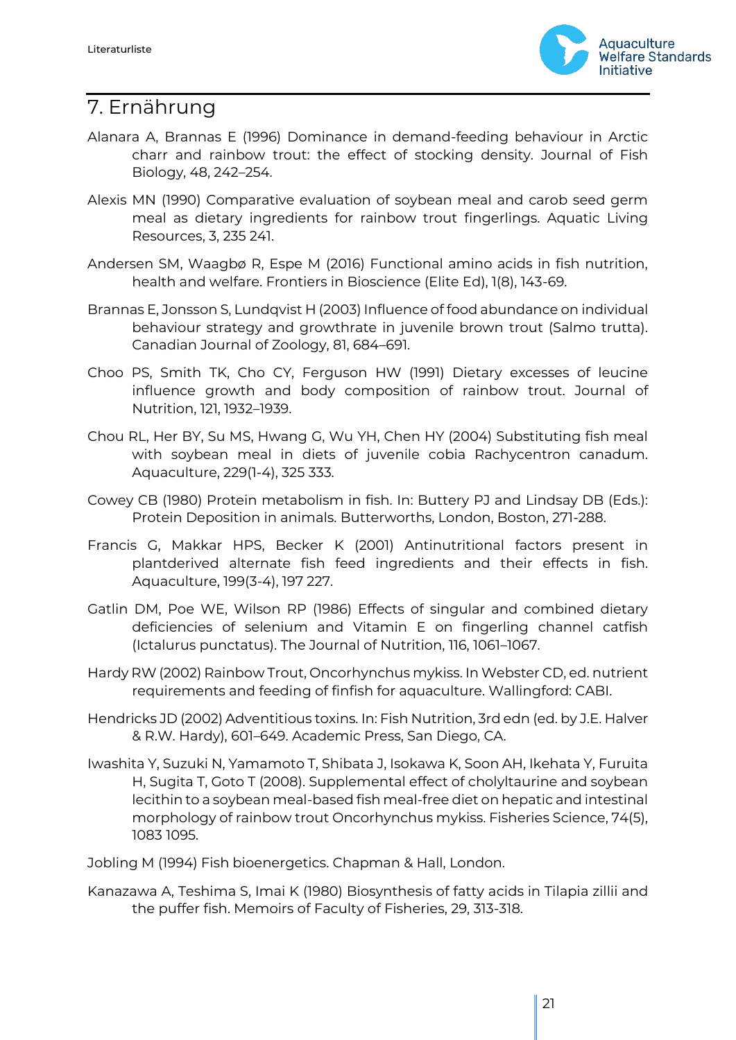## 7. Ernährung

Alanara A, Brannas E (1996) Dominance in demand-feeding behaviour in Arctic charr and rainbow trout: the effect of stocking density. Journal of Fish Biology, 48, 242–254.

Alexis MN (1990) Comparative evaluation of soybean meal and carob seed germ meal as dietary ingredients for rainbow trout fingerlings. Aquatic Living Resources, 3, 235 241.

Andersen SM, Waagbø R, Espe M (2016) Functional amino acids in fish nutrition, health and welfare. Frontiers in Bioscience (Elite Ed), 1(8), 143-69.

Brannas E, Jonsson S, Lundqvist H (2003) Influence of food abundance on individual behaviour strategy and growthrate in juvenile brown trout (Salmo trutta). Canadian Journal of Zoology, 81, 684–691.

Choo PS, Smith TK, Cho CY, Ferguson HW (1991) Dietary excesses of leucine influence growth and body composition of rainbow trout. Journal of Nutrition, 121, 1932–1939.

Chou RL, Her BY, Su MS, Hwang G, Wu YH, Chen HY (2004) Substituting fish meal with soybean meal in diets of juvenile cobia Rachycentron canadum. Aquaculture, 229(1-4), 325 333.

Cowey CB (1980) Protein metabolism in fish. In: Buttery PJ and Lindsay DB (Eds.): Protein Deposition in animals. Butterworths, London, Boston, 271-288.

Francis G, Makkar HPS, Becker K (2001) Antinutritional factors present in plantderived alternate fish feed ingredients and their effects in fish. Aquaculture, 199(3-4), 197 227.

Gatlin DM, Poe WE, Wilson RP (1986) Effects of singular and combined dietary deficiencies of selenium and Vitamin E on fingerling channel catfish (Ictalurus punctatus). The Journal of Nutrition, 116, 1061–1067.

Hardy RW (2002) Rainbow Trout, Oncorhynchus mykiss. In Webster CD, ed. nutrient requirements and feeding of finfish for aquaculture. Wallingford: CABI.

Hendricks JD (2002) Adventitious toxins. In: Fish Nutrition, 3rd edn (ed. by J.E. Halver & R.W. Hardy), 601–649. Academic Press, San Diego, CA.

Iwashita Y, Suzuki N, Yamamoto T, Shibata J, Isokawa K, Soon AH, Ikehata Y, Furuita H, Sugita T, Goto T (2008). Supplemental effect of cholyltaurine and soybean lecithin to a soybean meal-based fish meal-free diet on hepatic and intestinal morphology of rainbow trout Oncorhynchus mykiss. Fisheries Science, 74(5), 1083 1095.

Jobling M (1994) Fish bioenergetics. Chapman & Hall, London.

Kanazawa A, Teshima S, Imai K (1980) Biosynthesis of fatty acids in Tilapia zillii and the puffer fish. Memoirs of Faculty of Fisheries, 29, 313-318.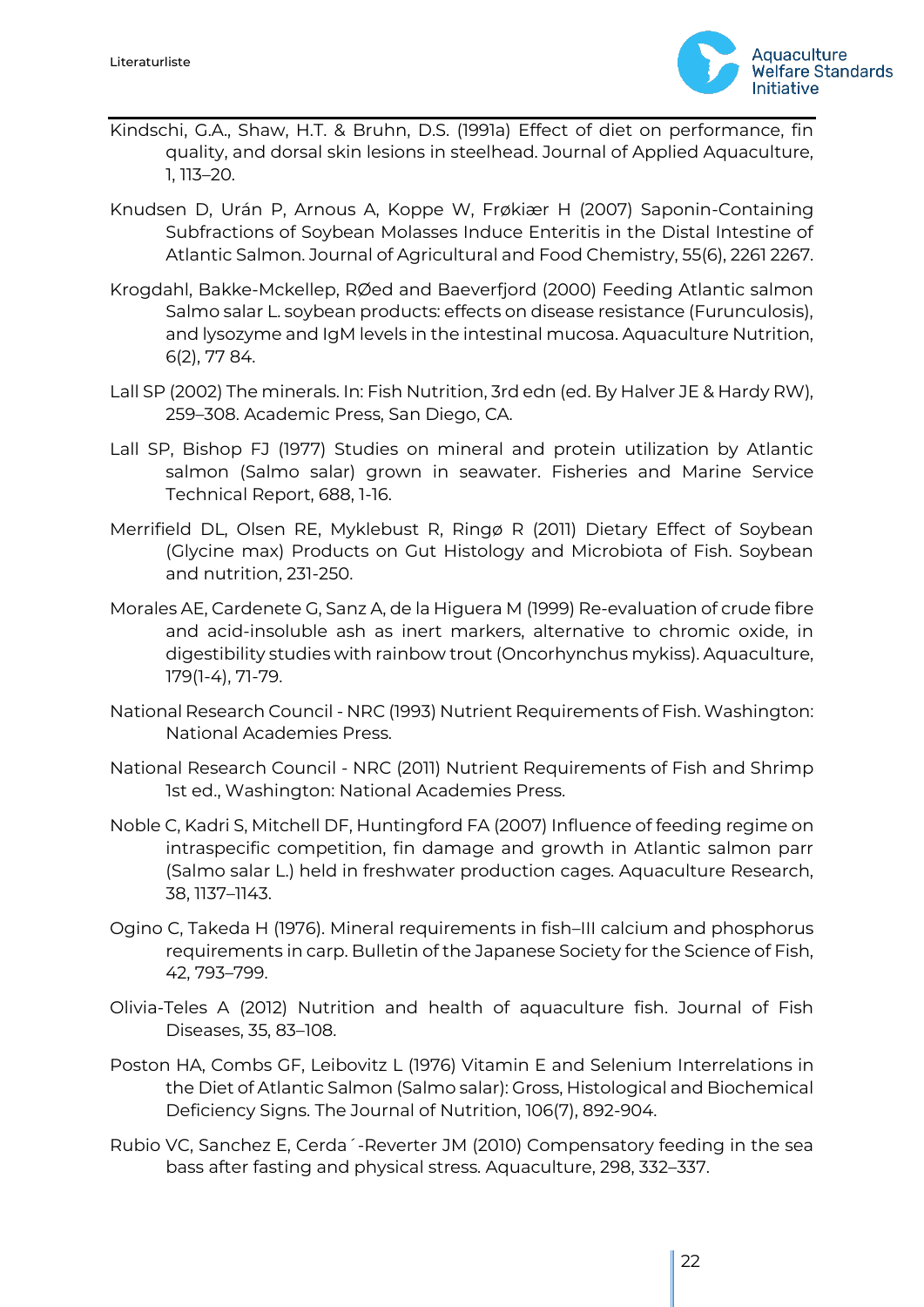Kindschi, G.A., Shaw, H.T. & Bruhn, D.S. (1991a) Effect of diet on performance, fin quality, and dorsal skin lesions in steelhead. Journal of Applied Aquaculture, 1, 113–20.

Knudsen D, Urán P, Arnous A, Koppe W, Frøkiær H (2007) Saponin-Containing Subfractions of Soybean Molasses Induce Enteritis in the Distal Intestine of Atlantic Salmon. Journal of Agricultural and Food Chemistry, 55(6), 2261 2267.

Krogdahl, Bakke-Mckellep, RØed and Baeverfjord (2000) Feeding Atlantic salmon Salmo salar L. soybean products: effects on disease resistance (Furunculosis), and lysozyme and IgM levels in the intestinal mucosa. Aquaculture Nutrition, 6(2), 77 84.

Lall SP (2002) The minerals. In: Fish Nutrition, 3rd edn (ed. By Halver JE & Hardy RW), 259–308. Academic Press, San Diego, CA.

Lall SP, Bishop FJ (1977) Studies on mineral and protein utilization by Atlantic salmon (Salmo salar) grown in seawater. Fisheries and Marine Service Technical Report, 688, 1-16.

Merrifield DL, Olsen RE, Myklebust R, Ringø R (2011) Dietary Effect of Soybean (Glycine max) Products on Gut Histology and Microbiota of Fish. Soybean and nutrition, 231-250.

Morales AE, Cardenete G, Sanz A, de la Higuera M (1999) Re-evaluation of crude fibre and acid-insoluble ash as inert markers, alternative to chromic oxide, in digestibility studies with rainbow trout (Oncorhynchus mykiss). Aquaculture, 179(1-4), 71-79.

National Research Council - NRC (1993) Nutrient Requirements of Fish. Washington: National Academies Press.

National Research Council - NRC (2011) Nutrient Requirements of Fish and Shrimp 1st ed., Washington: National Academies Press.

Noble C, Kadri S, Mitchell DF, Huntingford FA (2007) Influence of feeding regime on intraspecific competition, fin damage and growth in Atlantic salmon parr (Salmo salar L.) held in freshwater production cages. Aquaculture Research, 38, 1137–1143.

Ogino C, Takeda H (1976). Mineral requirements in fish–III calcium and phosphorus requirements in carp. Bulletin of the Japanese Society for the Science of Fish, 42, 793–799.

Olivia-Teles A (2012) Nutrition and health of aquaculture fish. Journal of Fish Diseases, 35, 83–108.

Poston HA, Combs GF, Leibovitz L (1976) Vitamin E and Selenium Interrelations in the Diet of Atlantic Salmon (Salmo salar): Gross, Histological and Biochemical Deficiency Signs. The Journal of Nutrition, 106(7), 892-904.

Rubio VC, Sanchez E, Cerda´-Reverter JM (2010) Compensatory feeding in the sea bass after fasting and physical stress. Aquaculture, 298, 332–337.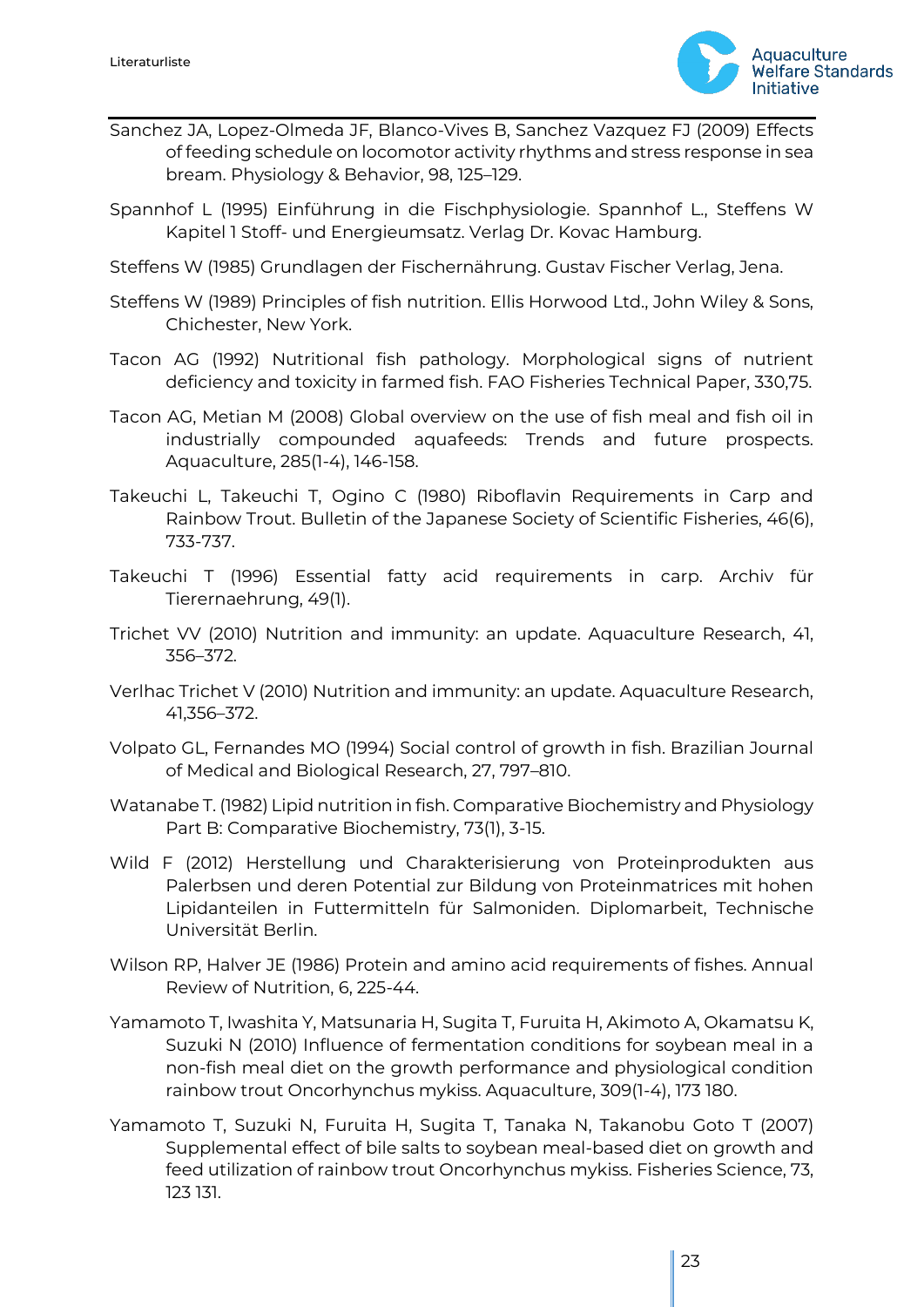Sanchez JA, Lopez-Olmeda JF, Blanco-Vives B, Sanchez Vazquez FJ (2009) Effects of feeding schedule on locomotor activity rhythms and stress response in sea bream. Physiology & Behavior, 98, 125–129.

Spannhof L (1995) Einführung in die Fischphysiologie. Spannhof L., Steffens W Kapitel 1 Stoff- und Energieumsatz. Verlag Dr. Kovac Hamburg.

Steffens W (1985) Grundlagen der Fischernährung. Gustav Fischer Verlag, Jena.

Steffens W (1989) Principles of fish nutrition. Ellis Horwood Ltd., John Wiley & Sons, Chichester, New York.

Tacon AG (1992) Nutritional fish pathology. Morphological signs of nutrient deficiency and toxicity in farmed fish. FAO Fisheries Technical Paper, 330,75.

Tacon AG, Metian M (2008) Global overview on the use of fish meal and fish oil in industrially compounded aquafeeds: Trends and future prospects. Aquaculture, 285(1-4), 146-158.

Takeuchi L, Takeuchi T, Ogino C (1980) Riboflavin Requirements in Carp and Rainbow Trout. Bulletin of the Japanese Society of Scientific Fisheries, 46(6), 733-737.

Takeuchi T (1996) Essential fatty acid requirements in carp. Archiv für Tierernaehrung, 49(1).

Trichet VV (2010) Nutrition and immunity: an update. Aquaculture Research, 41, 356–372.

Verlhac Trichet V (2010) Nutrition and immunity: an update. Aquaculture Research, 41,356–372.

Volpato GL, Fernandes MO (1994) Social control of growth in fish. Brazilian Journal of Medical and Biological Research, 27, 797–810.

Watanabe T. (1982) Lipid nutrition in fish. Comparative Biochemistry and Physiology Part B: Comparative Biochemistry, 73(1), 3-15.

Wild F (2012) Herstellung und Charakterisierung von Proteinprodukten aus Palerbsen und deren Potential zur Bildung von Proteinmatrices mit hohen Lipidanteilen in Futtermitteln für Salmoniden. Diplomarbeit, Technische Universität Berlin.

Wilson RP, Halver JE (1986) Protein and amino acid requirements of fishes. Annual Review of Nutrition, 6, 225-44.

Yamamoto T, Iwashita Y, Matsunaria H, Sugita T, Furuita H, Akimoto A, Okamatsu K, Suzuki N (2010) Influence of fermentation conditions for soybean meal in a non-fish meal diet on the growth performance and physiological condition rainbow trout Oncorhynchus mykiss. Aquaculture, 309(1-4), 173 180.

Yamamoto T, Suzuki N, Furuita H, Sugita T, Tanaka N, Takanobu Goto T (2007) Supplemental effect of bile salts to soybean meal-based diet on growth and feed utilization of rainbow trout Oncorhynchus mykiss. Fisheries Science, 73, 123 131.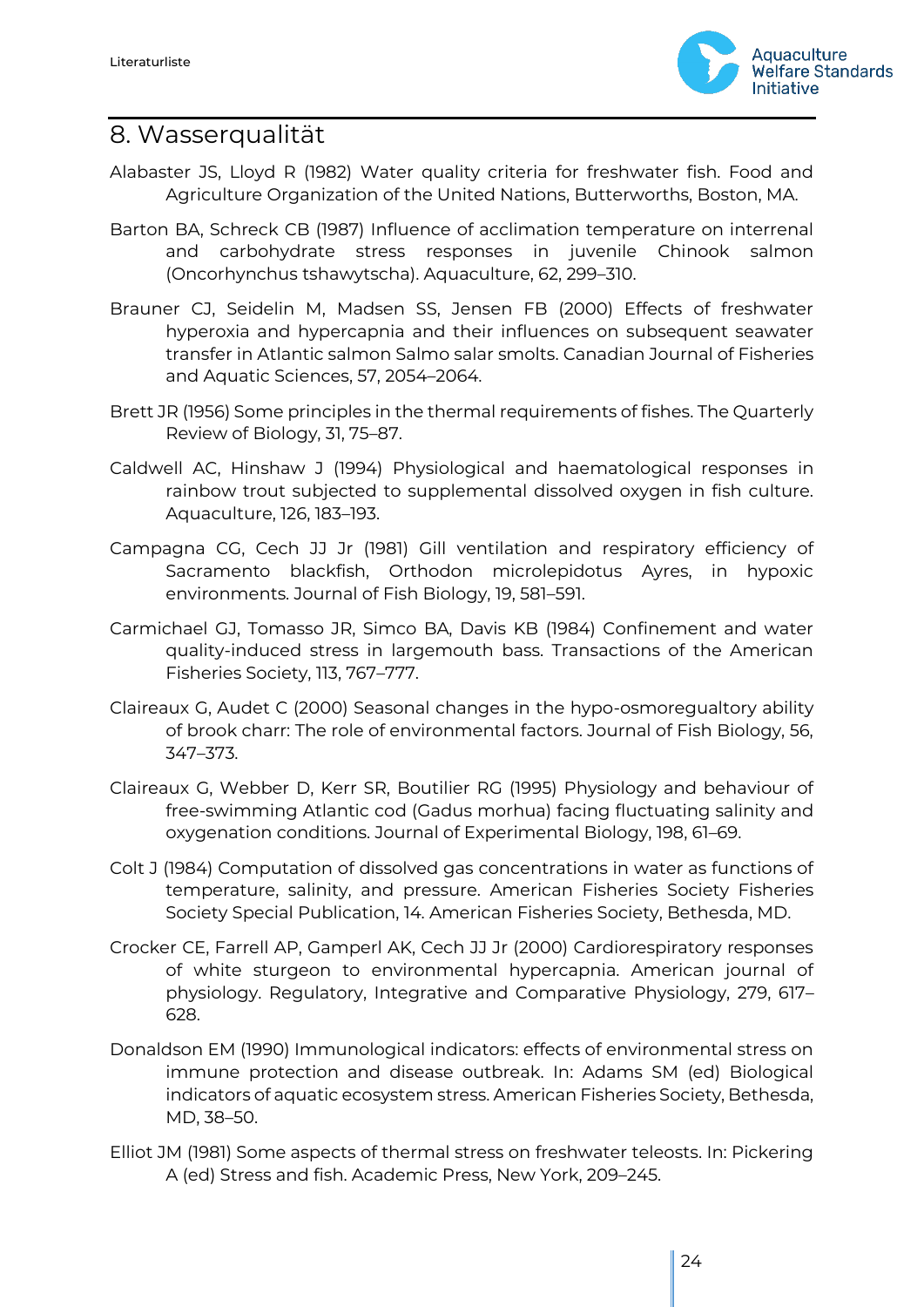## 8. Wasserqualität

Alabaster JS, Lloyd R (1982) Water quality criteria for freshwater fish. Food and Agriculture Organization of the United Nations, Butterworths, Boston, MA.

Barton BA, Schreck CB (1987) Influence of acclimation temperature on interrenal and carbohydrate stress responses in juvenile Chinook salmon (Oncorhynchus tshawytscha). Aquaculture, 62, 299–310.

Brauner CJ, Seidelin M, Madsen SS, Jensen FB (2000) Effects of freshwater hyperoxia and hypercapnia and their influences on subsequent seawater transfer in Atlantic salmon Salmo salar smolts. Canadian Journal of Fisheries and Aquatic Sciences, 57, 2054–2064.

Brett JR (1956) Some principles in the thermal requirements of fishes. The Quarterly Review of Biology, 31, 75–87.

Caldwell AC, Hinshaw J (1994) Physiological and haematological responses in rainbow trout subjected to supplemental dissolved oxygen in fish culture. Aquaculture, 126, 183–193.

Campagna CG, Cech JJ Jr (1981) Gill ventilation and respiratory efficiency of Sacramento blackfish, Orthodon microlepidotus Ayres, in hypoxic environments. Journal of Fish Biology, 19, 581–591.

Carmichael GJ, Tomasso JR, Simco BA, Davis KB (1984) Confinement and water quality-induced stress in largemouth bass. Transactions of the American Fisheries Society, 113, 767–777.

Claireaux G, Audet C (2000) Seasonal changes in the hypo-osmoregualtory ability of brook charr: The role of environmental factors. Journal of Fish Biology, 56, 347–373.

Claireaux G, Webber D, Kerr SR, Boutilier RG (1995) Physiology and behaviour of free-swimming Atlantic cod (Gadus morhua) facing fluctuating salinity and oxygenation conditions. Journal of Experimental Biology, 198, 61–69.

Colt J (1984) Computation of dissolved gas concentrations in water as functions of temperature, salinity, and pressure. American Fisheries Society Fisheries Society Special Publication, 14. American Fisheries Society, Bethesda, MD.

Crocker CE, Farrell AP, Gamperl AK, Cech JJ Jr (2000) Cardiorespiratory responses of white sturgeon to environmental hypercapnia. American journal of physiology. Regulatory, Integrative and Comparative Physiology, 279, 617–628.

Donaldson EM (1990) Immunological indicators: effects of environmental stress on immune protection and disease outbreak. In: Adams SM (ed) Biological indicators of aquatic ecosystem stress. American Fisheries Society, Bethesda, MD, 38–50.

Elliot JM (1981) Some aspects of thermal stress on freshwater teleosts. In: Pickering A (ed) Stress and fish. Academic Press, New York, 209–245.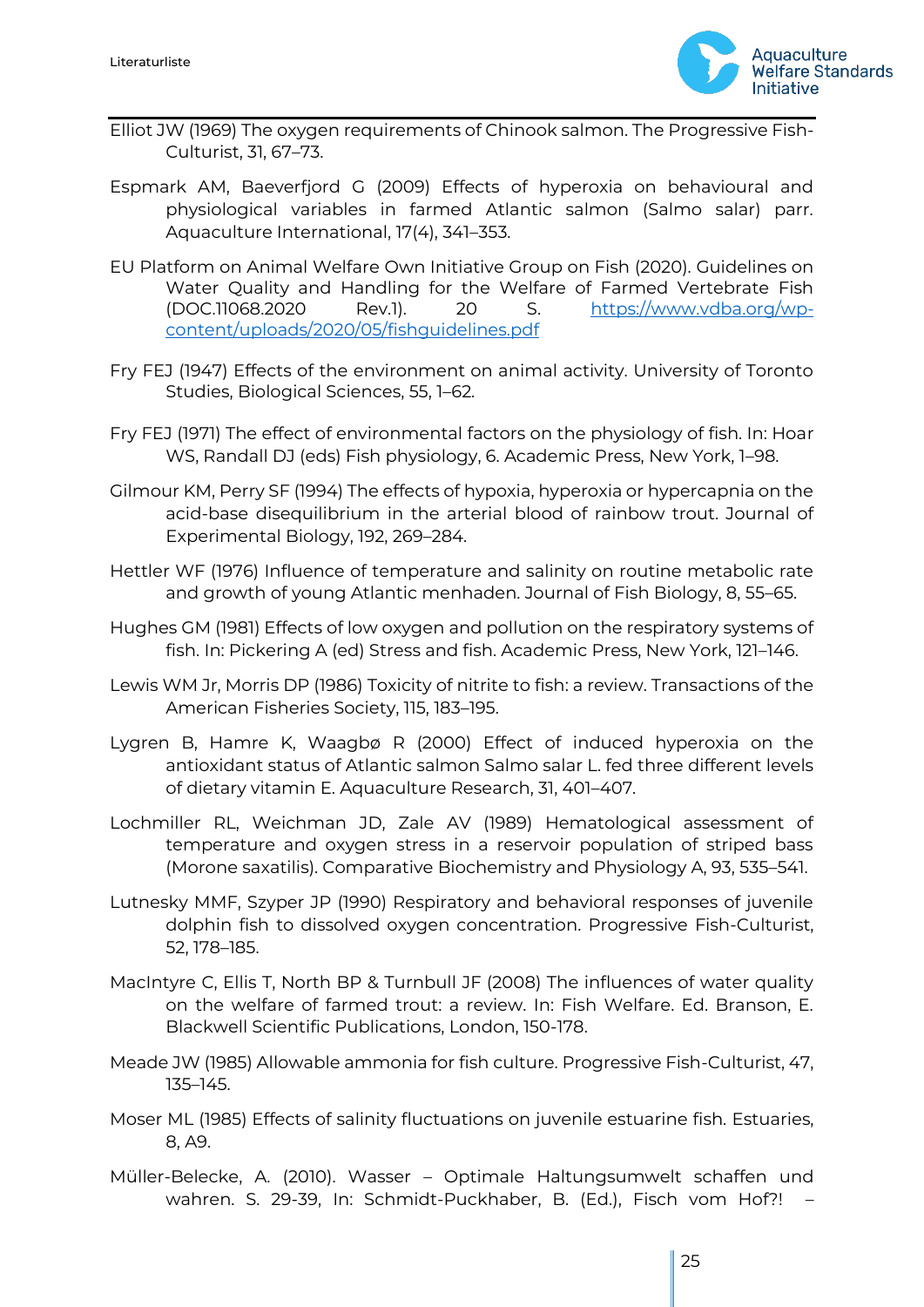Elliot JW (1969) The oxygen requirements of Chinook salmon. The Progressive Fish-Culturist, 31, 67–73.

Espmark AM, Baeverfjord G (2009) Effects of hyperoxia on behavioural and physiological variables in farmed Atlantic salmon (Salmo salar) parr. Aquaculture International, 17(4), 341–353.

EU Platform on Animal Welfare Own Initiative Group on Fish (2020). Guidelines on Water Quality and Handling for the Welfare of Farmed Vertebrate Fish (DOC.11068.2020 Rev.1). 20 S. https://www.vdba.org/wp-content/uploads/2020/05/fishguidelines.pdf

Fry FEJ (1947) Effects of the environment on animal activity. University of Toronto Studies, Biological Sciences, 55, 1–62.

Fry FEJ (1971) The effect of environmental factors on the physiology of fish. In: Hoar WS, Randall DJ (eds) Fish physiology, 6. Academic Press, New York, 1–98.

Gilmour KM, Perry SF (1994) The effects of hypoxia, hyperoxia or hypercapnia on the acid-base disequilibrium in the arterial blood of rainbow trout. Journal of Experimental Biology, 192, 269–284.

Hettler WF (1976) Influence of temperature and salinity on routine metabolic rate and growth of young Atlantic menhaden. Journal of Fish Biology, 8, 55–65.

Hughes GM (1981) Effects of low oxygen and pollution on the respiratory systems of fish. In: Pickering A (ed) Stress and fish. Academic Press, New York, 121–146.

Lewis WM Jr, Morris DP (1986) Toxicity of nitrite to fish: a review. Transactions of the American Fisheries Society, 115, 183–195.

Lygren B, Hamre K, Waagbø R (2000) Effect of induced hyperoxia on the antioxidant status of Atlantic salmon Salmo salar L. fed three different levels of dietary vitamin E. Aquaculture Research, 31, 401–407.

Lochmiller RL, Weichman JD, Zale AV (1989) Hematological assessment of temperature and oxygen stress in a reservoir population of striped bass (Morone saxatilis). Comparative Biochemistry and Physiology A, 93, 535–541.

Lutnesky MMF, Szyper JP (1990) Respiratory and behavioral responses of juvenile dolphin fish to dissolved oxygen concentration. Progressive Fish-Culturist, 52, 178–185.

MacIntyre C, Ellis T, North BP & Turnbull JF (2008) The influences of water quality on the welfare of farmed trout: a review. In: Fish Welfare. Ed. Branson, E. Blackwell Scientific Publications, London, 150-178.

Meade JW (1985) Allowable ammonia for fish culture. Progressive Fish-Culturist, 47, 135–145.

Moser ML (1985) Effects of salinity fluctuations on juvenile estuarine fish. Estuaries, 8, A9.

Müller-Belecke, A. (2010). Wasser – Optimale Haltungsumwelt schaffen und wahren. S. 29-39, In: Schmidt-Puckhaber, B. (Ed.), Fisch vom Hof?! –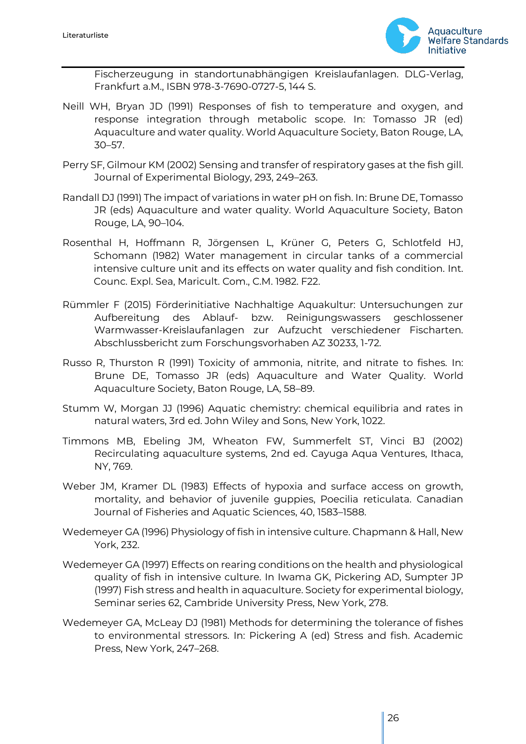Fischerzeugung in standortunabhängigen Kreislaufanlagen. DLG-Verlag, Frankfurt a.M., ISBN 978-3-7690-0727-5, 144 S.

Neill WH, Bryan JD (1991) Responses of fish to temperature and oxygen, and response integration through metabolic scope. In: Tomasso JR (ed) Aquaculture and water quality. World Aquaculture Society, Baton Rouge, LA, 30–57.

Perry SF, Gilmour KM (2002) Sensing and transfer of respiratory gases at the fish gill. Journal of Experimental Biology, 293, 249–263.

Randall DJ (1991) The impact of variations in water pH on fish. In: Brune DE, Tomasso JR (eds) Aquaculture and water quality. World Aquaculture Society, Baton Rouge, LA, 90–104.

Rosenthal H, Hoffmann R, Jörgensen L, Krüner G, Peters G, Schlotfeld HJ, Schomann (1982) Water management in circular tanks of a commercial intensive culture unit and its effects on water quality and fish condition. Int. Counc. Expl. Sea, Maricult. Com., C.M. 1982. F22.

Rümmler F (2015) Förderinitiative Nachhaltige Aquakultur: Untersuchungen zur Aufbereitung des Ablauf- bzw. Reinigungswassers geschlossener Warmwasser-Kreislaufanlagen zur Aufzucht verschiedener Fischarten. Abschlussbericht zum Forschungsvorhaben AZ 30233, 1-72.

Russo R, Thurston R (1991) Toxicity of ammonia, nitrite, and nitrate to fishes. In: Brune DE, Tomasso JR (eds) Aquaculture and Water Quality. World Aquaculture Society, Baton Rouge, LA, 58–89.

Stumm W, Morgan JJ (1996) Aquatic chemistry: chemical equilibria and rates in natural waters, 3rd ed. John Wiley and Sons, New York, 1022.

Timmons MB, Ebeling JM, Wheaton FW, Summerfelt ST, Vinci BJ (2002) Recirculating aquaculture systems, 2nd ed. Cayuga Aqua Ventures, Ithaca, NY, 769.

Weber JM, Kramer DL (1983) Effects of hypoxia and surface access on growth, mortality, and behavior of juvenile guppies, Poecilia reticulata. Canadian Journal of Fisheries and Aquatic Sciences, 40, 1583–1588.

Wedemeyer GA (1996) Physiology of fish in intensive culture. Chapmann & Hall, New York, 232.

Wedemeyer GA (1997) Effects on rearing conditions on the health and physiological quality of fish in intensive culture. In Iwama GK, Pickering AD, Sumpter JP (1997) Fish stress and health in aquaculture. Society for experimental biology, Seminar series 62, Cambride University Press, New York, 278.

Wedemeyer GA, McLeay DJ (1981) Methods for determining the tolerance of fishes to environmental stressors. In: Pickering A (ed) Stress and fish. Academic Press, New York, 247–268.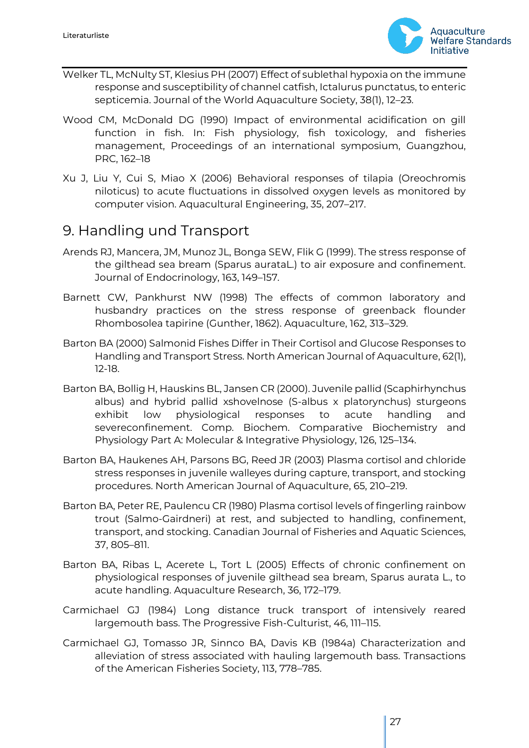Welker TL, McNulty ST, Klesius PH (2007) Effect of sublethal hypoxia on the immune response and susceptibility of channel catfish, Ictalurus punctatus, to enteric septicemia. Journal of the World Aquaculture Society, 38(1), 12–23.

Wood CM, McDonald DG (1990) Impact of environmental acidification on gill function in fish. In: Fish physiology, fish toxicology, and fisheries management, Proceedings of an international symposium, Guangzhou, PRC, 162–18

Xu J, Liu Y, Cui S, Miao X (2006) Behavioral responses of tilapia (Oreochromis niloticus) to acute fluctuations in dissolved oxygen levels as monitored by computer vision. Aquacultural Engineering, 35, 207–217.

## 9. Handling und Transport

Arends RJ, Mancera, JM, Munoz JL, Bonga SEW, Flik G (1999). The stress response of the gilthead sea bream (Sparus aurataL.) to air exposure and confinement. Journal of Endocrinology, 163, 149–157.

Barnett CW, Pankhurst NW (1998) The effects of common laboratory and husbandry practices on the stress response of greenback flounder Rhombosolea tapirine (Gunther, 1862). Aquaculture, 162, 313–329.

Barton BA (2000) Salmonid Fishes Differ in Their Cortisol and Glucose Responses to Handling and Transport Stress. North American Journal of Aquaculture, 62(1), 12-18.

Barton BA, Bollig H, Hauskins BL, Jansen CR (2000). Juvenile pallid (Scaphirhynchus albus) and hybrid pallid xshovelnose (S-albus x platorynchus) sturgeons exhibit low physiological responses to acute handling and severeconfinement. Comp. Biochem. Comparative Biochemistry and Physiology Part A: Molecular & Integrative Physiology, 126, 125–134.

Barton BA, Haukenes AH, Parsons BG, Reed JR (2003) Plasma cortisol and chloride stress responses in juvenile walleyes during capture, transport, and stocking procedures. North American Journal of Aquaculture, 65, 210–219.

Barton BA, Peter RE, Paulencu CR (1980) Plasma cortisol levels of fingerling rainbow trout (Salmo-Gairdneri) at rest, and subjected to handling, confinement, transport, and stocking. Canadian Journal of Fisheries and Aquatic Sciences, 37, 805–811.

Barton BA, Ribas L, Acerete L, Tort L (2005) Effects of chronic confinement on physiological responses of juvenile gilthead sea bream, Sparus aurata L., to acute handling. Aquaculture Research, 36, 172–179.

Carmichael GJ (1984) Long distance truck transport of intensively reared largemouth bass. The Progressive Fish-Culturist, 46, 111–115.

Carmichael GJ, Tomasso JR, Sinnco BA, Davis KB (1984a) Characterization and alleviation of stress associated with hauling largemouth bass. Transactions of the American Fisheries Society, 113, 778–785.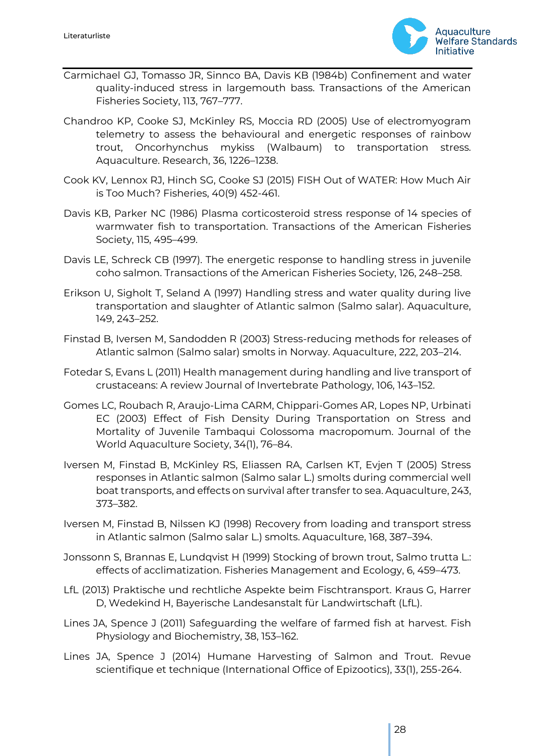Carmichael GJ, Tomasso JR, Sinnco BA, Davis KB (1984b) Confinement and water quality-induced stress in largemouth bass. Transactions of the American Fisheries Society, 113, 767–777.

Chandroo KP, Cooke SJ, McKinley RS, Moccia RD (2005) Use of electromyogram telemetry to assess the behavioural and energetic responses of rainbow trout, Oncorhynchus mykiss (Walbaum) to transportation stress. Aquaculture. Research, 36, 1226–1238.

Cook KV, Lennox RJ, Hinch SG, Cooke SJ (2015) FISH Out of WATER: How Much Air is Too Much? Fisheries, 40(9) 452-461.

Davis KB, Parker NC (1986) Plasma corticosteroid stress response of 14 species of warmwater fish to transportation. Transactions of the American Fisheries Society, 115, 495–499.

Davis LE, Schreck CB (1997). The energetic response to handling stress in juvenile coho salmon. Transactions of the American Fisheries Society, 126, 248–258.

Erikson U, Sigholt T, Seland A (1997) Handling stress and water quality during live transportation and slaughter of Atlantic salmon (Salmo salar). Aquaculture, 149, 243–252.

Finstad B, Iversen M, Sandodden R (2003) Stress-reducing methods for releases of Atlantic salmon (Salmo salar) smolts in Norway. Aquaculture, 222, 203–214.

Fotedar S, Evans L (2011) Health management during handling and live transport of crustaceans: A review Journal of Invertebrate Pathology, 106, 143–152.

Gomes LC, Roubach R, Araujo-Lima CARM, Chippari-Gomes AR, Lopes NP, Urbinati EC (2003) Effect of Fish Density During Transportation on Stress and Mortality of Juvenile Tambaqui Colossoma macropomum. Journal of the World Aquaculture Society, 34(1), 76–84.

Iversen M, Finstad B, McKinley RS, Eliassen RA, Carlsen KT, Evjen T (2005) Stress responses in Atlantic salmon (Salmo salar L.) smolts during commercial well boat transports, and effects on survival after transfer to sea. Aquaculture, 243, 373–382.

Iversen M, Finstad B, Nilssen KJ (1998) Recovery from loading and transport stress in Atlantic salmon (Salmo salar L.) smolts. Aquaculture, 168, 387–394.

Jonssonn S, Brannas E, Lundqvist H (1999) Stocking of brown trout, Salmo trutta L.: effects of acclimatization. Fisheries Management and Ecology, 6, 459–473.

LfL (2013) Praktische und rechtliche Aspekte beim Fischtransport. Kraus G, Harrer D, Wedekind H, Bayerische Landesanstalt für Landwirtschaft (LfL).

Lines JA, Spence J (2011) Safeguarding the welfare of farmed fish at harvest. Fish Physiology and Biochemistry, 38, 153–162.

Lines JA, Spence J (2014) Humane Harvesting of Salmon and Trout. Revue scientifique et technique (International Office of Epizootics), 33(1), 255-264.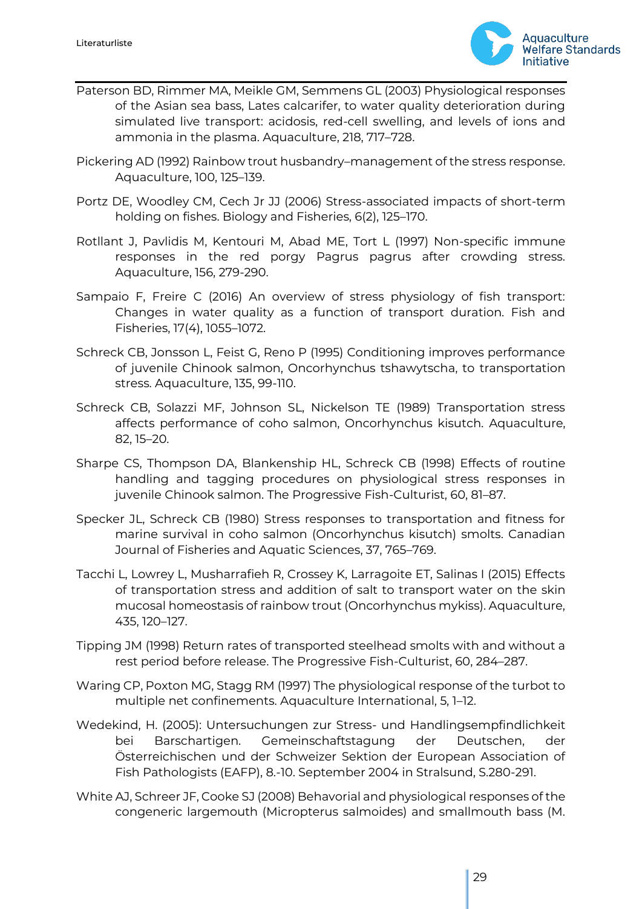Paterson BD, Rimmer MA, Meikle GM, Semmens GL (2003) Physiological responses of the Asian sea bass, Lates calcarifer, to water quality deterioration during simulated live transport: acidosis, red-cell swelling, and levels of ions and ammonia in the plasma. Aquaculture, 218, 717–728.

Pickering AD (1992) Rainbow trout husbandry–management of the stress response. Aquaculture, 100, 125–139.

Portz DE, Woodley CM, Cech Jr JJ (2006) Stress-associated impacts of short-term holding on fishes. Biology and Fisheries, 6(2), 125–170.

Rotllant J, Pavlidis M, Kentouri M, Abad ME, Tort L (1997) Non-specific immune responses in the red porgy Pagrus pagrus after crowding stress. Aquaculture, 156, 279-290.

Sampaio F, Freire C (2016) An overview of stress physiology of fish transport: Changes in water quality as a function of transport duration. Fish and Fisheries, 17(4), 1055–1072.

Schreck CB, Jonsson L, Feist G, Reno P (1995) Conditioning improves performance of juvenile Chinook salmon, Oncorhynchus tshawytscha, to transportation stress. Aquaculture, 135, 99-110.

Schreck CB, Solazzi MF, Johnson SL, Nickelson TE (1989) Transportation stress affects performance of coho salmon, Oncorhynchus kisutch. Aquaculture, 82, 15–20.

Sharpe CS, Thompson DA, Blankenship HL, Schreck CB (1998) Effects of routine handling and tagging procedures on physiological stress responses in juvenile Chinook salmon. The Progressive Fish-Culturist, 60, 81–87.

Specker JL, Schreck CB (1980) Stress responses to transportation and fitness for marine survival in coho salmon (Oncorhynchus kisutch) smolts. Canadian Journal of Fisheries and Aquatic Sciences, 37, 765–769.

Tacchi L, Lowrey L, Musharrafieh R, Crossey K, Larragoite ET, Salinas I (2015) Effects of transportation stress and addition of salt to transport water on the skin mucosal homeostasis of rainbow trout (Oncorhynchus mykiss). Aquaculture, 435, 120–127.

Tipping JM (1998) Return rates of transported steelhead smolts with and without a rest period before release. The Progressive Fish-Culturist, 60, 284–287.

Waring CP, Poxton MG, Stagg RM (1997) The physiological response of the turbot to multiple net confinements. Aquaculture International, 5, 1–12.

Wedekind, H. (2005): Untersuchungen zur Stress- und Handlingsempfindlichkeit bei Barschartigen. Gemeinschaftstagung der Deutschen, der Österreichischen und der Schweizer Sektion der European Association of Fish Pathologists (EAFP), 8.-10. September 2004 in Stralsund, S.280-291.

White AJ, Schreer JF, Cooke SJ (2008) Behavorial and physiological responses of the congeneric largemouth (Micropterus salmoides) and smallmouth bass (M.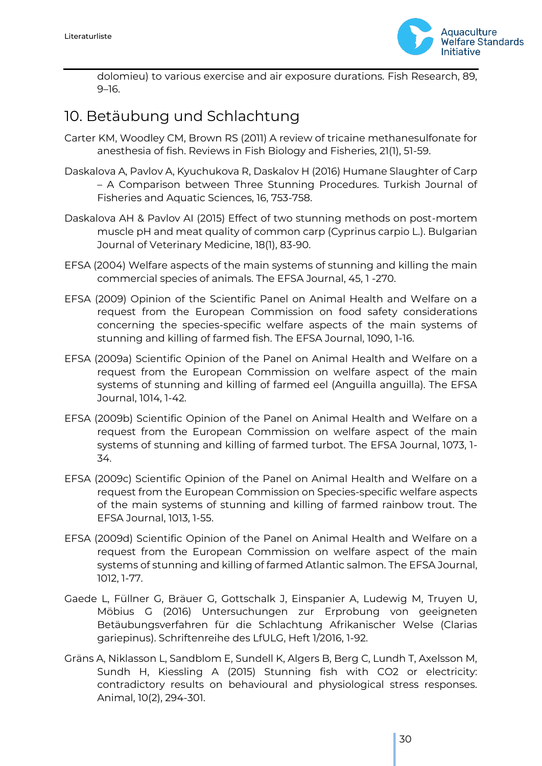dolomieu) to various exercise and air exposure durations. Fish Research, 89, 9–16.

## 10. Betäubung und Schlachtung

Carter KM, Woodley CM, Brown RS (2011) A review of tricaine methanesulfonate for anesthesia of fish. Reviews in Fish Biology and Fisheries, 21(1), 51-59.

Daskalova A, Pavlov A, Kyuchukova R, Daskalov H (2016) Humane Slaughter of Carp – A Comparison between Three Stunning Procedures. Turkish Journal of Fisheries and Aquatic Sciences, 16, 753-758.

Daskalova AH & Pavlov AI (2015) Effect of two stunning methods on post-mortem muscle pH and meat quality of common carp (Cyprinus carpio L.). Bulgarian Journal of Veterinary Medicine, 18(1), 83-90.

EFSA (2004) Welfare aspects of the main systems of stunning and killing the main commercial species of animals. The EFSA Journal, 45, 1 -270.

EFSA (2009) Opinion of the Scientific Panel on Animal Health and Welfare on a request from the European Commission on food safety considerations concerning the species-specific welfare aspects of the main systems of stunning and killing of farmed fish. The EFSA Journal, 1090, 1-16.

EFSA (2009a) Scientific Opinion of the Panel on Animal Health and Welfare on a request from the European Commission on welfare aspect of the main systems of stunning and killing of farmed eel (Anguilla anguilla). The EFSA Journal, 1014, 1-42.

EFSA (2009b) Scientific Opinion of the Panel on Animal Health and Welfare on a request from the European Commission on welfare aspect of the main systems of stunning and killing of farmed turbot. The EFSA Journal, 1073, 1-34.

EFSA (2009c) Scientific Opinion of the Panel on Animal Health and Welfare on a request from the European Commission on Species-specific welfare aspects of the main systems of stunning and killing of farmed rainbow trout. The EFSA Journal, 1013, 1-55.

EFSA (2009d) Scientific Opinion of the Panel on Animal Health and Welfare on a request from the European Commission on welfare aspect of the main systems of stunning and killing of farmed Atlantic salmon. The EFSA Journal, 1012, 1-77.

Gaede L, Füllner G, Bräuer G, Gottschalk J, Einspanier A, Ludewig M, Truyen U, Möbius G (2016) Untersuchungen zur Erprobung von geeigneten Betäubungsverfahren für die Schlachtung Afrikanischer Welse (Clarias gariepinus). Schriftenreihe des LfULG, Heft 1/2016, 1-92.

Gräns A, Niklasson L, Sandblom E, Sundell K, Algers B, Berg C, Lundh T, Axelsson M, Sundh H, Kiessling A (2015) Stunning fish with $CO_2$ or electricity: contradictory results on behavioural and physiological stress responses. Animal, 10(2), 294-301.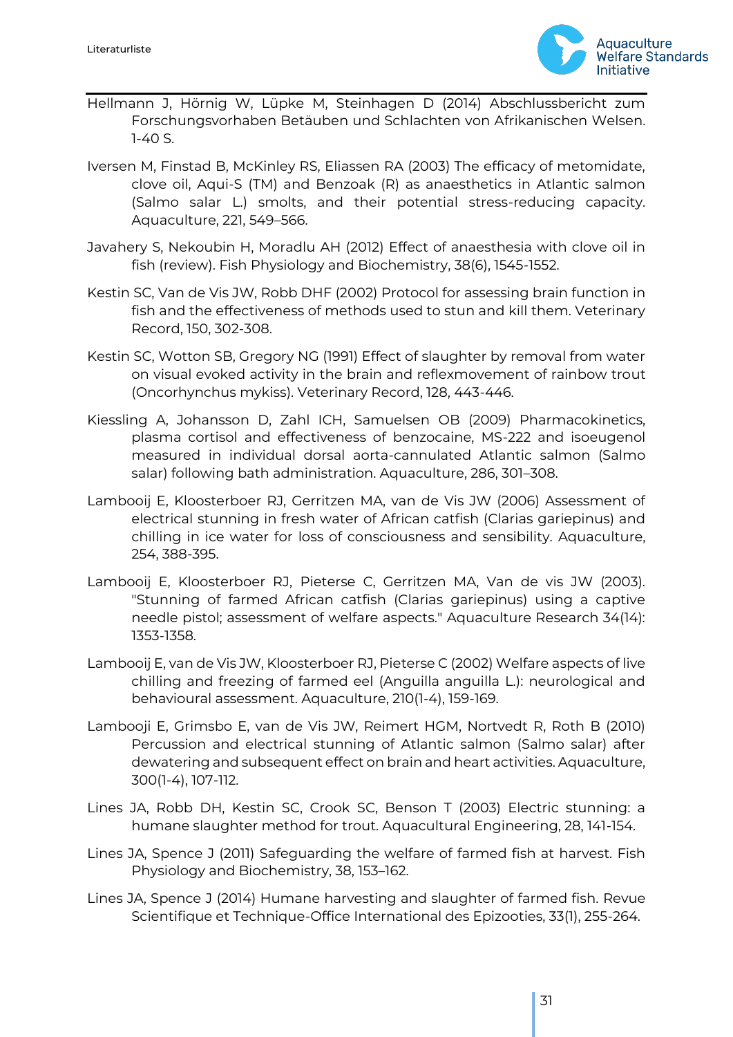Hellmann J, Hörnig W, Lüpke M, Steinhagen D (2014) Abschlussbericht zum Forschungsvorhaben Betäuben und Schlachten von Afrikanischen Welsen. 1-40 S.

Iversen M, Finstad B, McKinley RS, Eliassen RA (2003) The efficacy of metomidate, clove oil, Aqui-S (TM) and Benzoak (R) as anaesthetics in Atlantic salmon (Salmo salar L.) smolts, and their potential stress-reducing capacity. Aquaculture, 221, 549–566.

Javahery S, Nekoubin H, Moradlu AH (2012) Effect of anaesthesia with clove oil in fish (review). Fish Physiology and Biochemistry, 38(6), 1545-1552.

Kestin SC, Van de Vis JW, Robb DHF (2002) Protocol for assessing brain function in fish and the effectiveness of methods used to stun and kill them. Veterinary Record, 150, 302-308.

Kestin SC, Wotton SB, Gregory NG (1991) Effect of slaughter by removal from water on visual evoked activity in the brain and reflexmovement of rainbow trout (Oncorhynchus mykiss). Veterinary Record, 128, 443-446.

Kiessling A, Johansson D, Zahl ICH, Samuelsen OB (2009) Pharmacokinetics, plasma cortisol and effectiveness of benzocaine, MS-222 and isoeugenol measured in individual dorsal aorta-cannulated Atlantic salmon (Salmo salar) following bath administration. Aquaculture, 286, 301–308.

Lambooij E, Kloosterboer RJ, Gerritzen MA, van de Vis JW (2006) Assessment of electrical stunning in fresh water of African catfish (Clarias gariepinus) and chilling in ice water for loss of consciousness and sensibility. Aquaculture, 254, 388-395.

Lambooij E, Kloosterboer RJ, Pieterse C, Gerritzen MA, Van de vis JW (2003). "Stunning of farmed African catfish (Clarias gariepinus) using a captive needle pistol; assessment of welfare aspects." Aquaculture Research 34(14): 1353-1358.

Lambooij E, van de Vis JW, Kloosterboer RJ, Pieterse C (2002) Welfare aspects of live chilling and freezing of farmed eel (Anguilla anguilla L.): neurological and behavioural assessment. Aquaculture, 210(1-4), 159-169.

Lambooji E, Grimsbo E, van de Vis JW, Reimert HGM, Nortvedt R, Roth B (2010) Percussion and electrical stunning of Atlantic salmon (Salmo salar) after dewatering and subsequent effect on brain and heart activities. Aquaculture, 300(1-4), 107-112.

Lines JA, Robb DH, Kestin SC, Crook SC, Benson T (2003) Electric stunning: a humane slaughter method for trout. Aquacultural Engineering, 28, 141-154.

Lines JA, Spence J (2011) Safeguarding the welfare of farmed fish at harvest. Fish Physiology and Biochemistry, 38, 153–162.

Lines JA, Spence J (2014) Humane harvesting and slaughter of farmed fish. Revue Scientifique et Technique-Office International des Epizooties, 33(1), 255-264.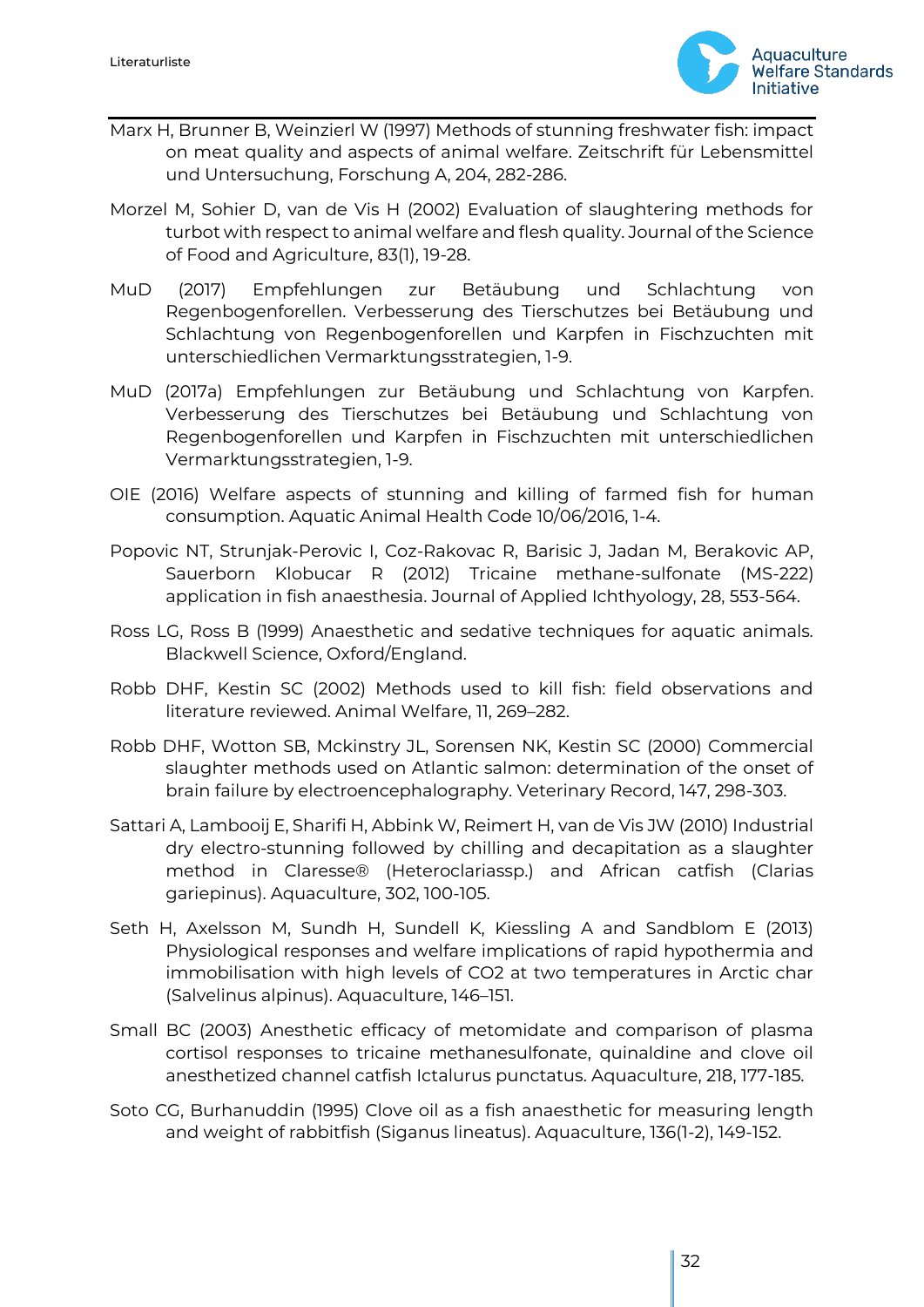Marx H, Brunner B, Weinzierl W (1997) Methods of stunning freshwater fish: impact on meat quality and aspects of animal welfare. Zeitschrift für Lebensmittel und Untersuchung, Forschung A, 204, 282-286.

Morzel M, Sohier D, van de Vis H (2002) Evaluation of slaughtering methods for turbot with respect to animal welfare and flesh quality. Journal of the Science of Food and Agriculture, 83(1), 19-28.

MuD (2017) Empfehlungen zur Betäubung und Schlachtung von Regenbogenforellen. Verbesserung des Tierschutzes bei Betäubung und Schlachtung von Regenbogenforellen und Karpfen in Fischzuchten mit unterschiedlichen Vermarktungsstrategien, 1-9.

MuD (2017a) Empfehlungen zur Betäubung und Schlachtung von Karpfen. Verbesserung des Tierschutzes bei Betäubung und Schlachtung von Regenbogenforellen und Karpfen in Fischzuchten mit unterschiedlichen Vermarktungsstrategien, 1-9.

OIE (2016) Welfare aspects of stunning and killing of farmed fish for human consumption. Aquatic Animal Health Code 10/06/2016, 1-4.

Popovic NT, Strunjak-Perovic I, Coz-Rakovac R, Barisic J, Jadan M, Berakovic AP, Sauerborn Klobucar R (2012) Tricaine methane-sulfonate (MS-222) application in fish anaesthesia. Journal of Applied Ichthyology, 28, 553-564.

Ross LG, Ross B (1999) Anaesthetic and sedative techniques for aquatic animals. Blackwell Science, Oxford/England.

Robb DHF, Kestin SC (2002) Methods used to kill fish: field observations and literature reviewed. Animal Welfare, 11, 269–282.

Robb DHF, Wotton SB, Mckinstry JL, Sorensen NK, Kestin SC (2000) Commercial slaughter methods used on Atlantic salmon: determination of the onset of brain failure by electroencephalography. Veterinary Record, 147, 298-303.

Sattari A, Lambooij E, Sharifi H, Abbink W, Reimert H, van de Vis JW (2010) Industrial dry electro-stunning followed by chilling and decapitation as a slaughter method in Claresse® (Heteroclariassp.) and African catfish (Clarias gariepinus). Aquaculture, 302, 100-105.

Seth H, Axelsson M, Sundh H, Sundell K, Kiessling A and Sandblom E (2013) Physiological responses and welfare implications of rapid hypothermia and immobilisation with high levels of $CO_2$ at two temperatures in Arctic char (Salvelinus alpinus). Aquaculture, 146–151.

Small BC (2003) Anesthetic efficacy of metomidate and comparison of plasma cortisol responses to tricaine methanesulfonate, quinaldine and clove oil anesthetized channel catfish Ictalurus punctatus. Aquaculture, 218, 177-185.

Soto CG, Burhanuddin (1995) Clove oil as a fish anaesthetic for measuring length and weight of rabbitfish (Siganus lineatus). Aquaculture, 136(1-2), 149-152.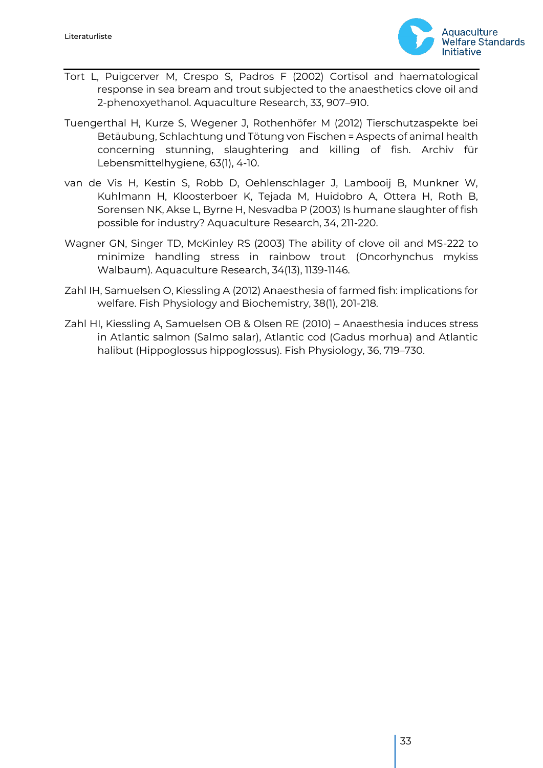Tort L, Puigcerver M, Crespo S, Padros F (2002) Cortisol and haematological response in sea bream and trout subjected to the anaesthetics clove oil and 2-phenoxyethanol. Aquaculture Research, 33, 907–910.

Tuengerthal H, Kurze S, Wegener J, Rothenhöfer M (2012) Tierschutzaspekte bei Betäubung, Schlachtung und Tötung von Fischen = Aspects of animal health concerning stunning, slaughtering and killing of fish. Archiv für Lebensmittelhygiene, 63(1), 4-10.

van de Vis H, Kestin S, Robb D, Oehlenschlager J, Lambooij B, Munkner W, Kuhlmann H, Kloosterboer K, Tejada M, Huidobro A, Ottera H, Roth B, Sorensen NK, Akse L, Byrne H, Nesvadba P (2003) Is humane slaughter of fish possible for industry? Aquaculture Research, 34, 211-220.

Wagner GN, Singer TD, McKinley RS (2003) The ability of clove oil and MS-222 to minimize handling stress in rainbow trout (Oncorhynchus mykiss Walbaum). Aquaculture Research, 34(13), 1139-1146.

Zahl IH, Samuelsen O, Kiessling A (2012) Anaesthesia of farmed fish: implications for welfare. Fish Physiology and Biochemistry, 38(1), 201-218.

Zahl HI, Kiessling A, Samuelsen OB & Olsen RE (2010) – Anaesthesia induces stress in Atlantic salmon (Salmo salar), Atlantic cod (Gadus morhua) and Atlantic halibut (Hippoglossus hippoglossus). Fish Physiology, 36, 719–730.